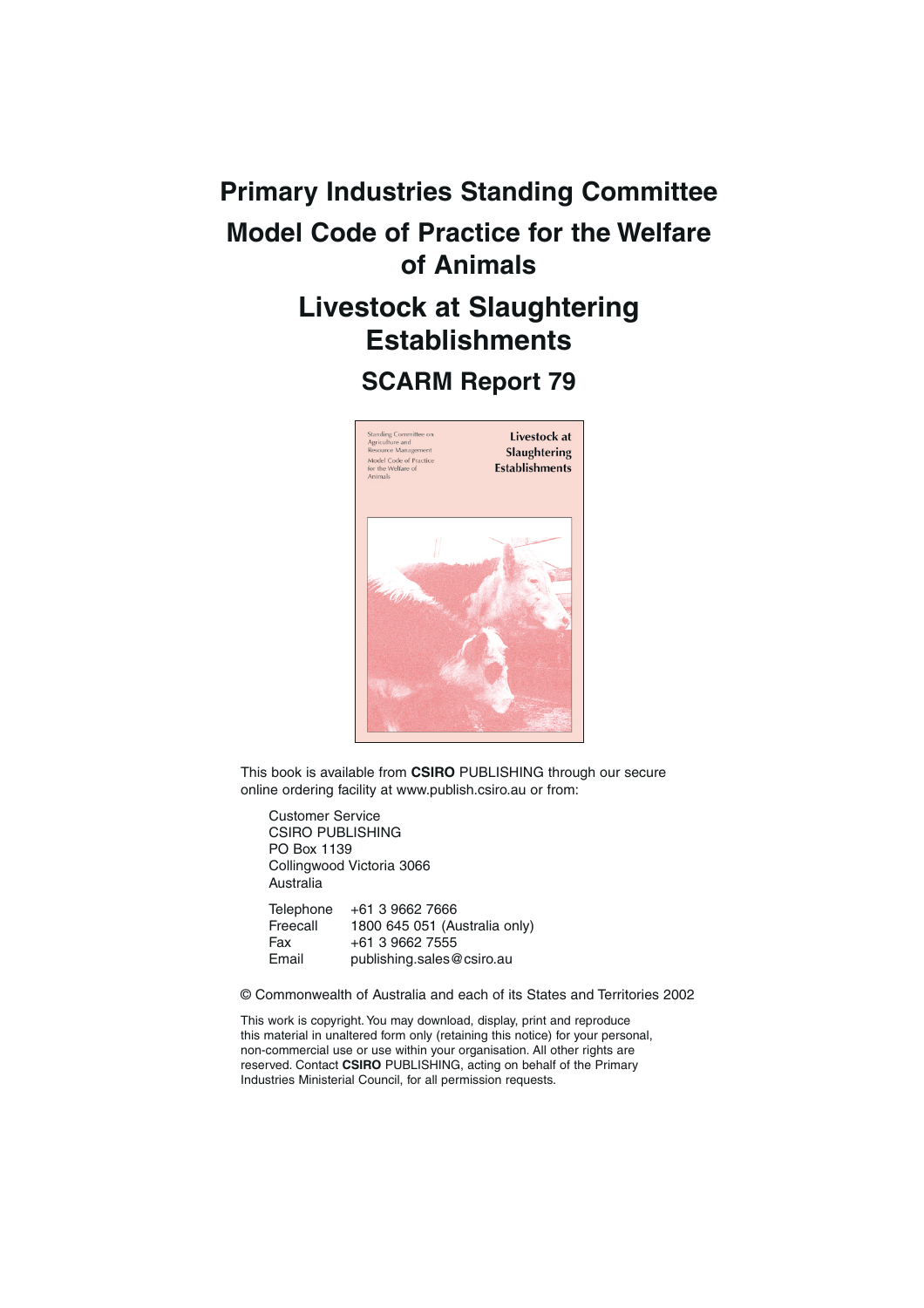# Primary Industries Standing Committee

# Model Code of Practice for the Welfare of Animals

## Livestock at Slaughtering Establishments

## SCARM Report 79

Standing Committee on Agriculture and Resource Management

Model Code of Practice for the Welfare of Animals

Livestock at Slaughtering Establishments

This book is available from **CSIRO** PUBLISHING through our secure online ordering facility at www.publish.csiro.au or from:

Customer Service
CSIRO PUBLISHING
PO Box 1139
Collingwood Victoria 3066
Australia

| | |
|---|---|
| Telephone | +61 3 9662 7666 |
| Freecall | 1800 645 051 (Australia only) |
| Fax | +61 3 9662 7555 |
| Email | publishing.sales@csiro.au |

© Commonwealth of Australia and each of its States and Territories 2002

This work is copyright. You may download, display, print and reproduce this material in unaltered form only (retaining this notice) for your personal, non-commercial use or use within your organisation. All other rights are reserved. Contact **CSIRO** PUBLISHING, acting on behalf of the Primary Industries Ministerial Council, for all permission requests.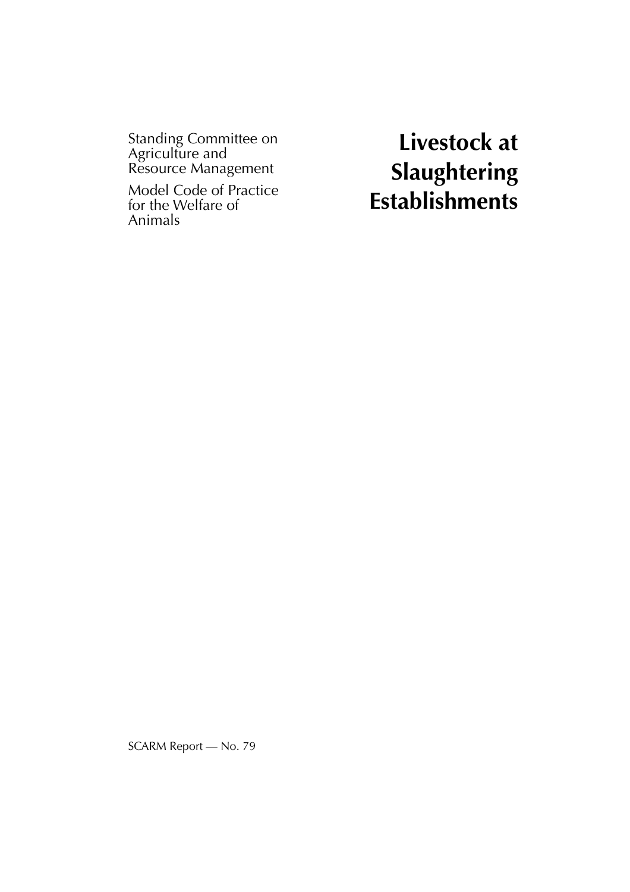Standing Committee on Agriculture and Resource Management

Model Code of Practice for the Welfare of Animals

# Livestock at Slaughtering Establishments

SCARM Report — No. 79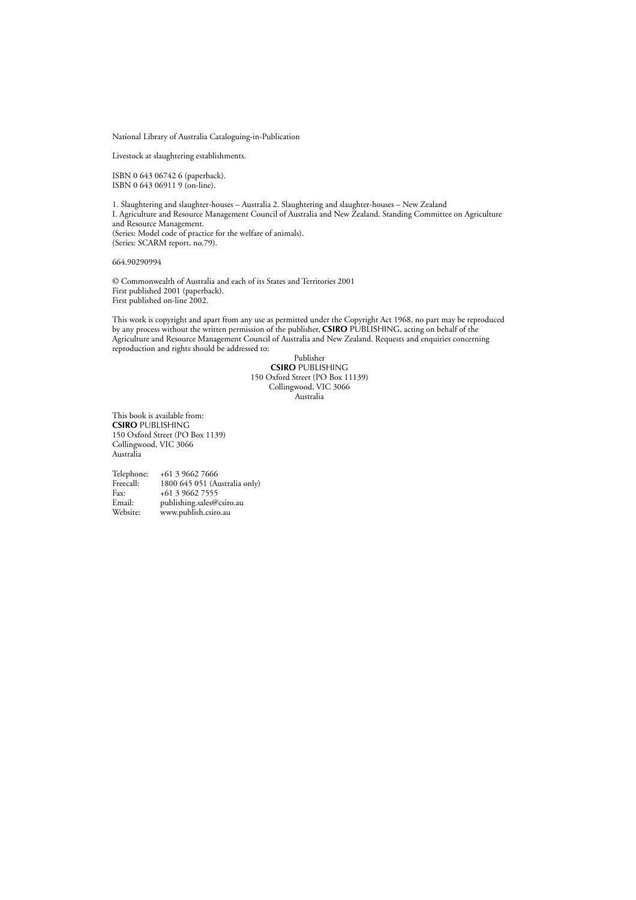National Library of Australia Cataloguing-in-Publication

Livestock at slaughtering establishments.

ISBN 0 643 06742 6 (paperback).
ISBN 0 643 06911 9 (on-line).

1. Slaughtering and slaughter-houses – Australia 2. Slaughtering and slaughter-houses – New Zealand
I. Agriculture and Resource Management Council of Australia and New Zealand. Standing Committee on Agriculture and Resource Management.
(Series: Model code of practice for the welfare of animals).
(Series: SCARM report, no.79).

664.90290994

© Commonwealth of Australia and each of its States and Territories 2001
First published 2001 (paperback).
First published on-line 2002.

This work is copyright and apart from any use as permitted under the Copyright Act 1968, no part may be reproduced by any process without the written permission of the publisher, **CSIRO** PUBLISHING, acting on behalf of the Agriculture and Resource Management Council of Australia and New Zealand. Requests and enquiries concerning reproduction and rights should be addressed to:

Publisher
**CSIRO** PUBLISHING
150 Oxford Street (PO Box 11139)
Collingwood, VIC 3066
Australia

This book is available from:
**CSIRO** PUBLISHING
150 Oxford Street (PO Box 1139)
Collingwood, VIC 3066
Australia

Telephone: +61 3 9662 7666
Freecall: 1800 645 051 (Australia only)
Fax: +61 3 9662 7555
Email: publishing.sales@csiro.au
Website: www.publish.csiro.au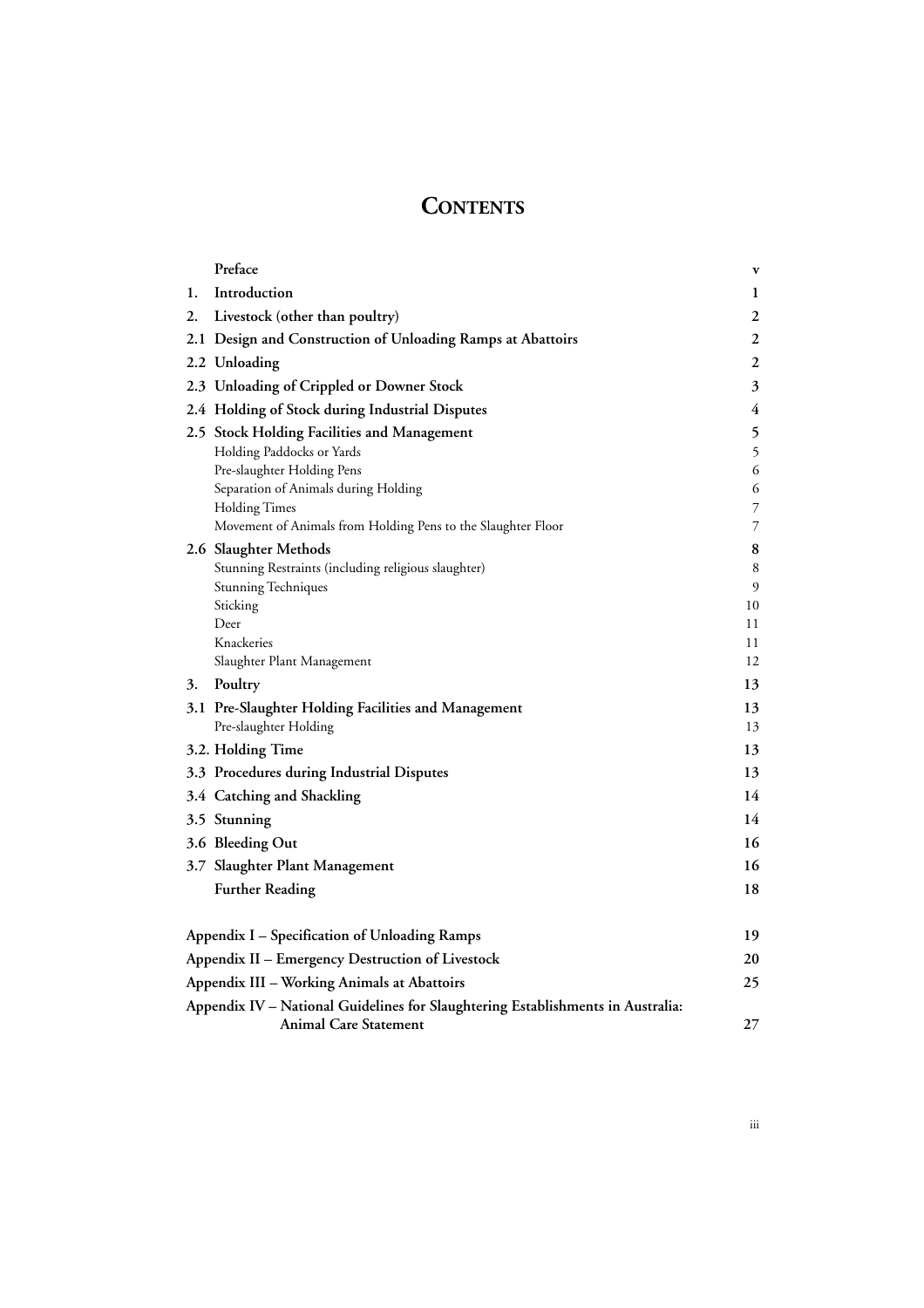# CONTENTS

| | | |
|---|---|---|
| | **Preface** | **v** |
| **1.** | **Introduction** | **1** |
| **2.** | **Livestock (other than poultry)** | **2** |
| **2.1** | **Design and Construction of Unloading Ramps at Abattoirs** | **2** |
| **2.2** | **Unloading** | **2** |
| **2.3** | **Unloading of Crippled or Downer Stock** | **3** |
| **2.4** | **Holding of Stock during Industrial Disputes** | **4** |
| **2.5** | **Stock Holding Facilities and Management** | **5** |
| | Holding Paddocks or Yards | 5 |
| | Pre-slaughter Holding Pens | 6 |
| | Separation of Animals during Holding | 6 |
| | Holding Times | 7 |
| | Movement of Animals from Holding Pens to the Slaughter Floor | 7 |
| **2.6** | **Slaughter Methods** | **8** |
| | Stunning Restraints (including religious slaughter) | 8 |
| | Stunning Techniques | 9 |
| | Sticking | 10 |
| | Deer | 11 |
| | Knackeries | 11 |
| | Slaughter Plant Management | 12 |
| **3.** | **Poultry** | **13** |
| **3.1** | **Pre-Slaughter Holding Facilities and Management** | **13** |
| | Pre-slaughter Holding | 13 |
| **3.2.** | **Holding Time** | **13** |
| **3.3** | **Procedures during Industrial Disputes** | **13** |
| **3.4** | **Catching and Shackling** | **14** |
| **3.5** | **Stunning** | **14** |
| **3.6** | **Bleeding Out** | **16** |
| **3.7** | **Slaughter Plant Management** | **16** |
| | **Further Reading** | **18** |
| | **Appendix I – Specification of Unloading Ramps** | **19** |
| | **Appendix II – Emergency Destruction of Livestock** | **20** |
| | **Appendix III – Working Animals at Abattoirs** | **25** |
| | **Appendix IV – National Guidelines for Slaughtering Establishments in Australia: Animal Care Statement** | **27** |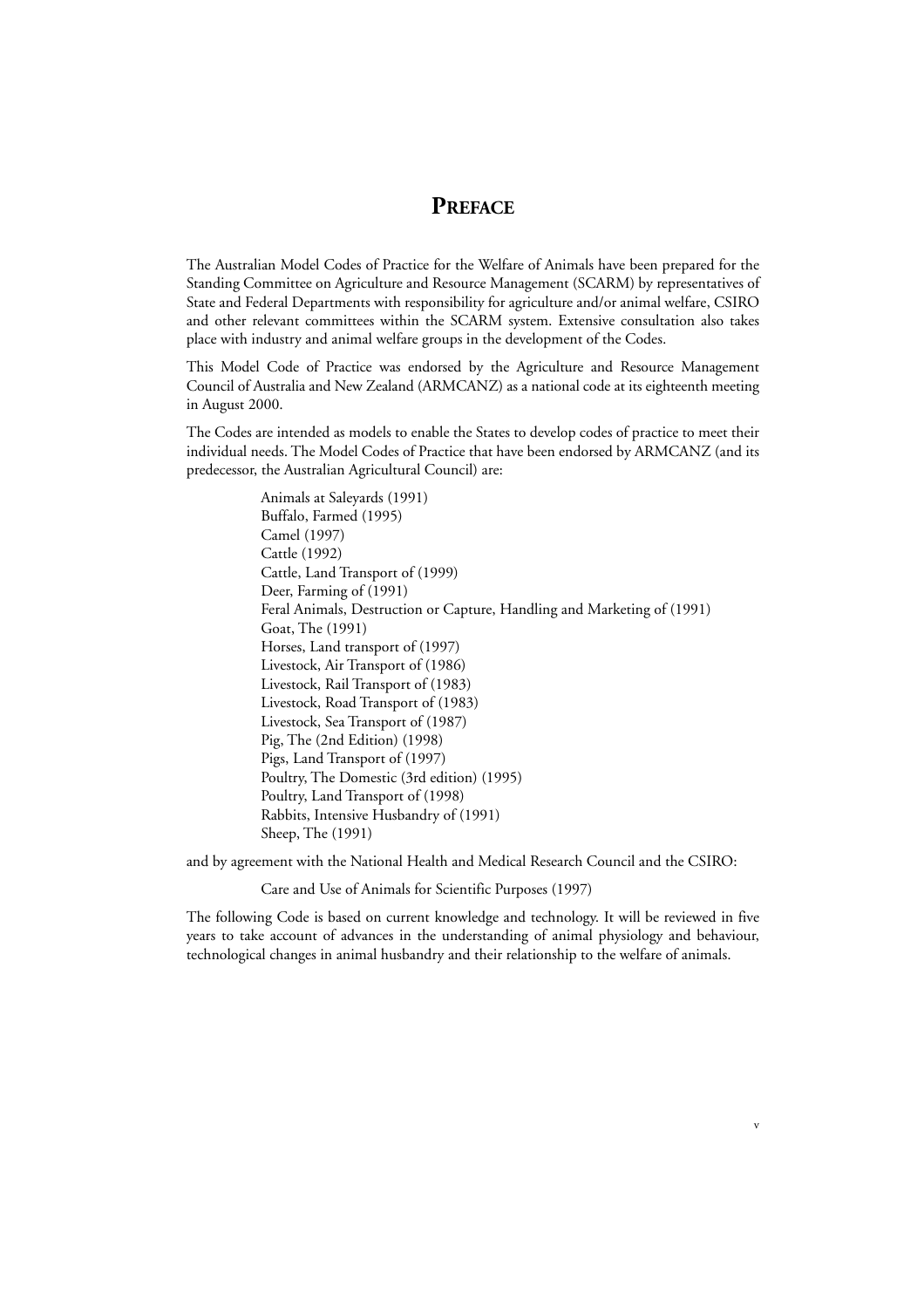# PREFACE

The Australian Model Codes of Practice for the Welfare of Animals have been prepared for the Standing Committee on Agriculture and Resource Management (SCARM) by representatives of State and Federal Departments with responsibility for agriculture and/or animal welfare, CSIRO and other relevant committees within the SCARM system. Extensive consultation also takes place with industry and animal welfare groups in the development of the Codes.

This Model Code of Practice was endorsed by the Agriculture and Resource Management Council of Australia and New Zealand (ARMCANZ) as a national code at its eighteenth meeting in August 2000.

The Codes are intended as models to enable the States to develop codes of practice to meet their individual needs. The Model Codes of Practice that have been endorsed by ARMCANZ (and its predecessor, the Australian Agricultural Council) are:

Animals at Saleyards (1991)
Buffalo, Farmed (1995)
Camel (1997)
Cattle (1992)
Cattle, Land Transport of (1999)
Deer, Farming of (1991)
Feral Animals, Destruction or Capture, Handling and Marketing of (1991)
Goat, The (1991)
Horses, Land transport of (1997)
Livestock, Air Transport of (1986)
Livestock, Rail Transport of (1983)
Livestock, Road Transport of (1983)
Livestock, Sea Transport of (1987)
Pig, The (2nd Edition) (1998)
Pigs, Land Transport of (1997)
Poultry, The Domestic (3rd edition) (1995)
Poultry, Land Transport of (1998)
Rabbits, Intensive Husbandry of (1991)
Sheep, The (1991)

and by agreement with the National Health and Medical Research Council and the CSIRO:

Care and Use of Animals for Scientific Purposes (1997)

The following Code is based on current knowledge and technology. It will be reviewed in five years to take account of advances in the understanding of animal physiology and behaviour, technological changes in animal husbandry and their relationship to the welfare of animals.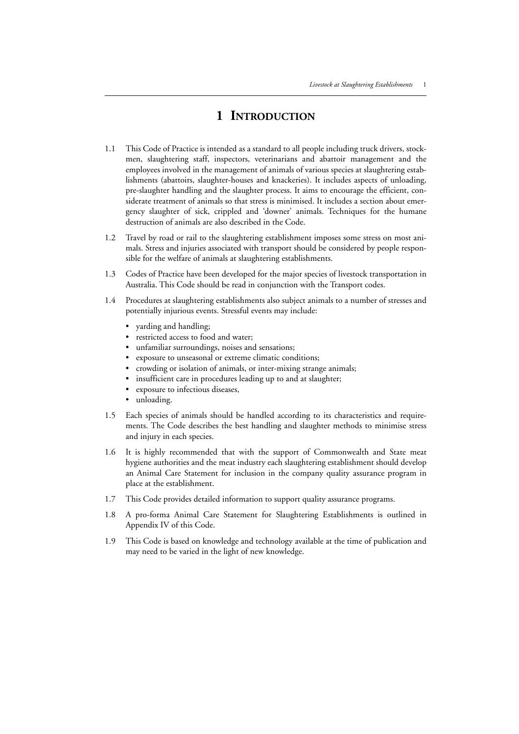# 1 INTRODUCTION

1.1 This Code of Practice is intended as a standard to all people including truck drivers, stockmen, slaughtering staff, inspectors, veterinarians and abattoir management and the employees involved in the management of animals of various species at slaughtering establishments (abattoirs, slaughter-houses and knackeries). It includes aspects of unloading, pre-slaughter handling and the slaughter process. It aims to encourage the efficient, considerate treatment of animals so that stress is minimised. It includes a section about emergency slaughter of sick, crippled and 'downer' animals. Techniques for the humane destruction of animals are also described in the Code.

1.2 Travel by road or rail to the slaughtering establishment imposes some stress on most animals. Stress and injuries associated with transport should be considered by people responsible for the welfare of animals at slaughtering establishments.

1.3 Codes of Practice have been developed for the major species of livestock transportation in Australia. This Code should be read in conjunction with the Transport codes.

1.4 Procedures at slaughtering establishments also subject animals to a number of stresses and potentially injurious events. Stressful events may include:

- yarding and handling;
- restricted access to food and water;
- unfamiliar surroundings, noises and sensations;
- exposure to unseasonal or extreme climatic conditions;
- crowding or isolation of animals, or inter-mixing strange animals;
- insufficient care in procedures leading up to and at slaughter;
- exposure to infectious diseases,
- unloading.

1.5 Each species of animals should be handled according to its characteristics and requirements. The Code describes the best handling and slaughter methods to minimise stress and injury in each species.

1.6 It is highly recommended that with the support of Commonwealth and State meat hygiene authorities and the meat industry each slaughtering establishment should develop an Animal Care Statement for inclusion in the company quality assurance program in place at the establishment.

1.7 This Code provides detailed information to support quality assurance programs.

1.8 A pro-forma Animal Care Statement for Slaughtering Establishments is outlined in Appendix IV of this Code.

1.9 This Code is based on knowledge and technology available at the time of publication and may need to be varied in the light of new knowledge.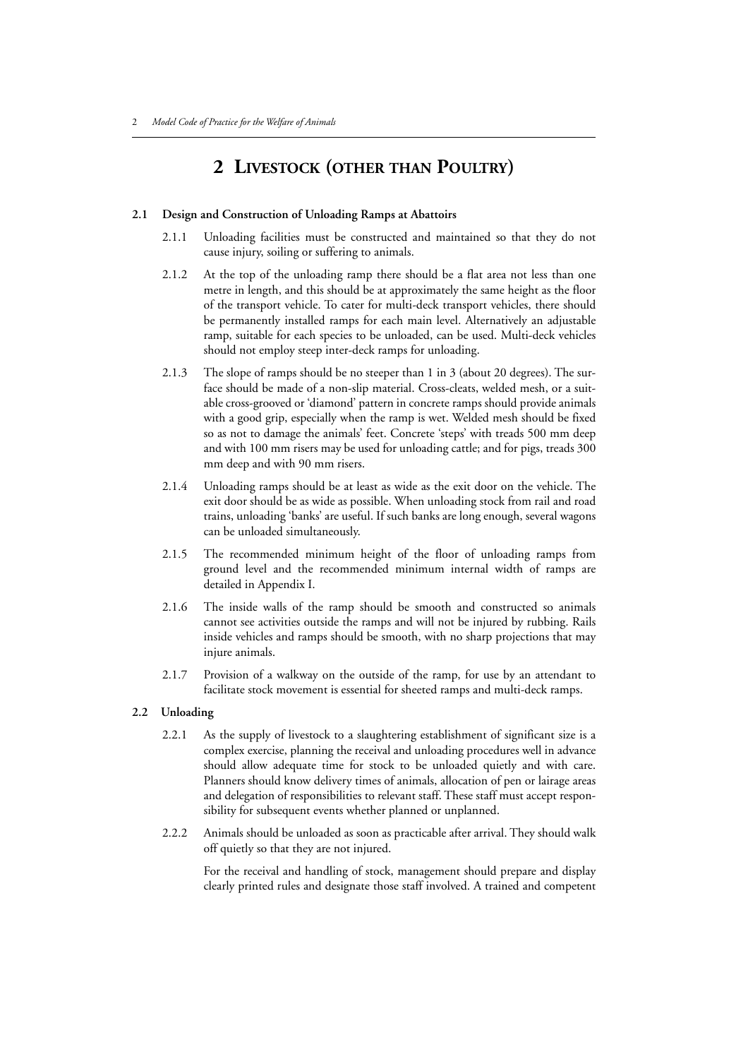# 2 Livestock (other than Poultry)

## 2.1 Design and Construction of Unloading Ramps at Abattoirs

2.1.1 Unloading facilities must be constructed and maintained so that they do not cause injury, soiling or suffering to animals.

2.1.2 At the top of the unloading ramp there should be a flat area not less than one metre in length, and this should be at approximately the same height as the floor of the transport vehicle. To cater for multi-deck transport vehicles, there should be permanently installed ramps for each main level. Alternatively an adjustable ramp, suitable for each species to be unloaded, can be used. Multi-deck vehicles should not employ steep inter-deck ramps for unloading.

2.1.3 The slope of ramps should be no steeper than 1 in 3 (about 20 degrees). The surface should be made of a non-slip material. Cross-cleats, welded mesh, or a suitable cross-grooved or 'diamond' pattern in concrete ramps should provide animals with a good grip, especially when the ramp is wet. Welded mesh should be fixed so as not to damage the animals' feet. Concrete 'steps' with treads 500 mm deep and with 100 mm risers may be used for unloading cattle; and for pigs, treads 300 mm deep and with 90 mm risers.

2.1.4 Unloading ramps should be at least as wide as the exit door on the vehicle. The exit door should be as wide as possible. When unloading stock from rail and road trains, unloading 'banks' are useful. If such banks are long enough, several wagons can be unloaded simultaneously.

2.1.5 The recommended minimum height of the floor of unloading ramps from ground level and the recommended minimum internal width of ramps are detailed in Appendix I.

2.1.6 The inside walls of the ramp should be smooth and constructed so animals cannot see activities outside the ramps and will not be injured by rubbing. Rails inside vehicles and ramps should be smooth, with no sharp projections that may injure animals.

2.1.7 Provision of a walkway on the outside of the ramp, for use by an attendant to facilitate stock movement is essential for sheeted ramps and multi-deck ramps.

## 2.2 Unloading

2.2.1 As the supply of livestock to a slaughtering establishment of significant size is a complex exercise, planning the receival and unloading procedures well in advance should allow adequate time for stock to be unloaded quietly and with care. Planners should know delivery times of animals, allocation of pen or lairage areas and delegation of responsibilities to relevant staff. These staff must accept responsibility for subsequent events whether planned or unplanned.

2.2.2 Animals should be unloaded as soon as practicable after arrival. They should walk off quietly so that they are not injured.

For the receival and handling of stock, management should prepare and display clearly printed rules and designate those staff involved. A trained and competent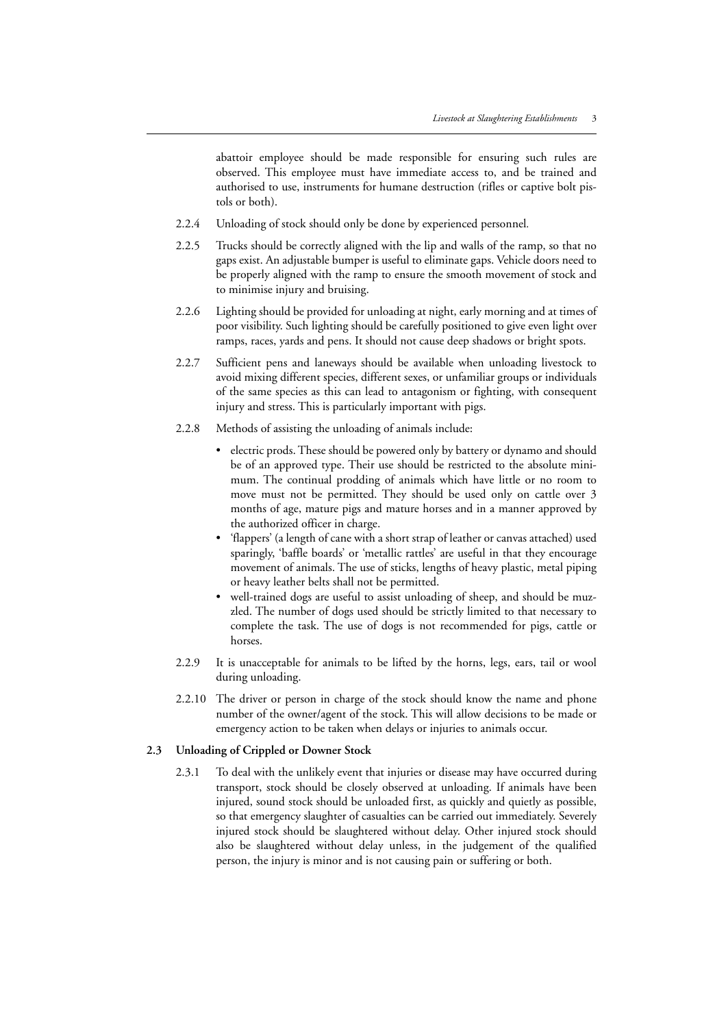abattoir employee should be made responsible for ensuring such rules are observed. This employee must have immediate access to, and be trained and authorised to use, instruments for humane destruction (rifles or captive bolt pistols or both).

2.2.4 Unloading of stock should only be done by experienced personnel.

2.2.5 Trucks should be correctly aligned with the lip and walls of the ramp, so that no gaps exist. An adjustable bumper is useful to eliminate gaps. Vehicle doors need to be properly aligned with the ramp to ensure the smooth movement of stock and to minimise injury and bruising.

2.2.6 Lighting should be provided for unloading at night, early morning and at times of poor visibility. Such lighting should be carefully positioned to give even light over ramps, races, yards and pens. It should not cause deep shadows or bright spots.

2.2.7 Sufficient pens and laneways should be available when unloading livestock to avoid mixing different species, different sexes, or unfamiliar groups or individuals of the same species as this can lead to antagonism or fighting, with consequent injury and stress. This is particularly important with pigs.

2.2.8 Methods of assisting the unloading of animals include:

- electric prods. These should be powered only by battery or dynamo and should be of an approved type. Their use should be restricted to the absolute minimum. The continual prodding of animals which have little or no room to move must not be permitted. They should be used only on cattle over 3 months of age, mature pigs and mature horses and in a manner approved by the authorized officer in charge.
- 'flappers' (a length of cane with a short strap of leather or canvas attached) used sparingly, 'baffle boards' or 'metallic rattles' are useful in that they encourage movement of animals. The use of sticks, lengths of heavy plastic, metal piping or heavy leather belts shall not be permitted.
- well-trained dogs are useful to assist unloading of sheep, and should be muzzled. The number of dogs used should be strictly limited to that necessary to complete the task. The use of dogs is not recommended for pigs, cattle or horses.

2.2.9 It is unacceptable for animals to be lifted by the horns, legs, ears, tail or wool during unloading.

2.2.10 The driver or person in charge of the stock should know the name and phone number of the owner/agent of the stock. This will allow decisions to be made or emergency action to be taken when delays or injuries to animals occur.

### 2.3 Unloading of Crippled or Downer Stock

2.3.1 To deal with the unlikely event that injuries or disease may have occurred during transport, stock should be closely observed at unloading. If animals have been injured, sound stock should be unloaded first, as quickly and quietly as possible, so that emergency slaughter of casualties can be carried out immediately. Severely injured stock should be slaughtered without delay. Other injured stock should also be slaughtered without delay unless, in the judgement of the qualified person, the injury is minor and is not causing pain or suffering or both.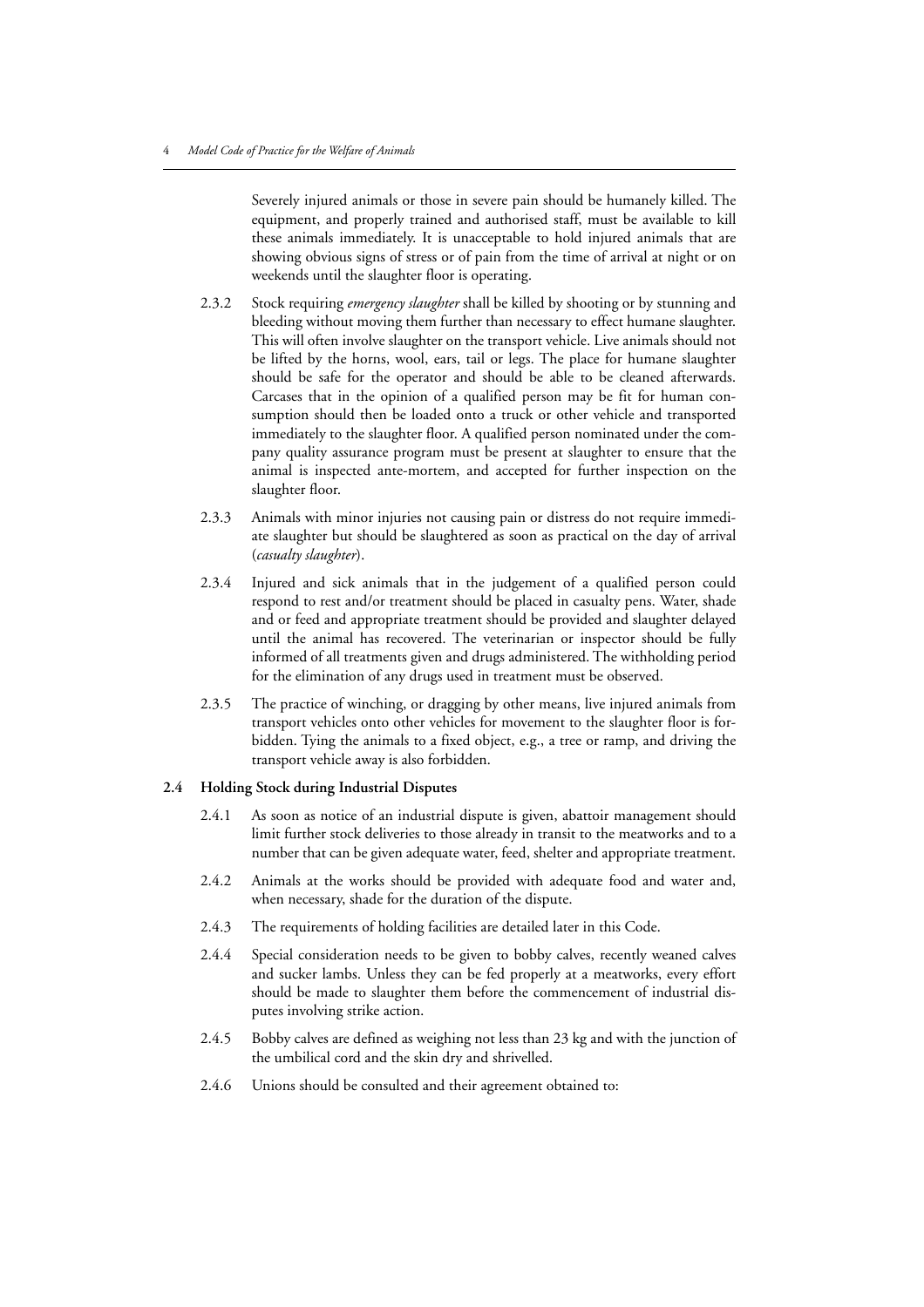Severely injured animals or those in severe pain should be humanely killed. The equipment, and properly trained and authorised staff, must be available to kill these animals immediately. It is unacceptable to hold injured animals that are showing obvious signs of stress or of pain from the time of arrival at night or on weekends until the slaughter floor is operating.

2.3.2 Stock requiring *emergency slaughter* shall be killed by shooting or by stunning and bleeding without moving them further than necessary to effect humane slaughter. This will often involve slaughter on the transport vehicle. Live animals should not be lifted by the horns, wool, ears, tail or legs. The place for humane slaughter should be safe for the operator and should be able to be cleaned afterwards. Carcases that in the opinion of a qualified person may be fit for human consumption should then be loaded onto a truck or other vehicle and transported immediately to the slaughter floor. A qualified person nominated under the company quality assurance program must be present at slaughter to ensure that the animal is inspected ante-mortem, and accepted for further inspection on the slaughter floor.

2.3.3 Animals with minor injuries not causing pain or distress do not require immediate slaughter but should be slaughtered as soon as practical on the day of arrival (*casualty slaughter*).

2.3.4 Injured and sick animals that in the judgement of a qualified person could respond to rest and/or treatment should be placed in casualty pens. Water, shade and or feed and appropriate treatment should be provided and slaughter delayed until the animal has recovered. The veterinarian or inspector should be fully informed of all treatments given and drugs administered. The withholding period for the elimination of any drugs used in treatment must be observed.

2.3.5 The practice of winching, or dragging by other means, live injured animals from transport vehicles onto other vehicles for movement to the slaughter floor is forbidden. Tying the animals to a fixed object, e.g., a tree or ramp, and driving the transport vehicle away is also forbidden.

### 2.4 Holding Stock during Industrial Disputes

2.4.1 As soon as notice of an industrial dispute is given, abattoir management should limit further stock deliveries to those already in transit to the meatworks and to a number that can be given adequate water, feed, shelter and appropriate treatment.

2.4.2 Animals at the works should be provided with adequate food and water and, when necessary, shade for the duration of the dispute.

2.4.3 The requirements of holding facilities are detailed later in this Code.

2.4.4 Special consideration needs to be given to bobby calves, recently weaned calves and sucker lambs. Unless they can be fed properly at a meatworks, every effort should be made to slaughter them before the commencement of industrial disputes involving strike action.

2.4.5 Bobby calves are defined as weighing not less than 23 kg and with the junction of the umbilical cord and the skin dry and shrivelled.

2.4.6 Unions should be consulted and their agreement obtained to: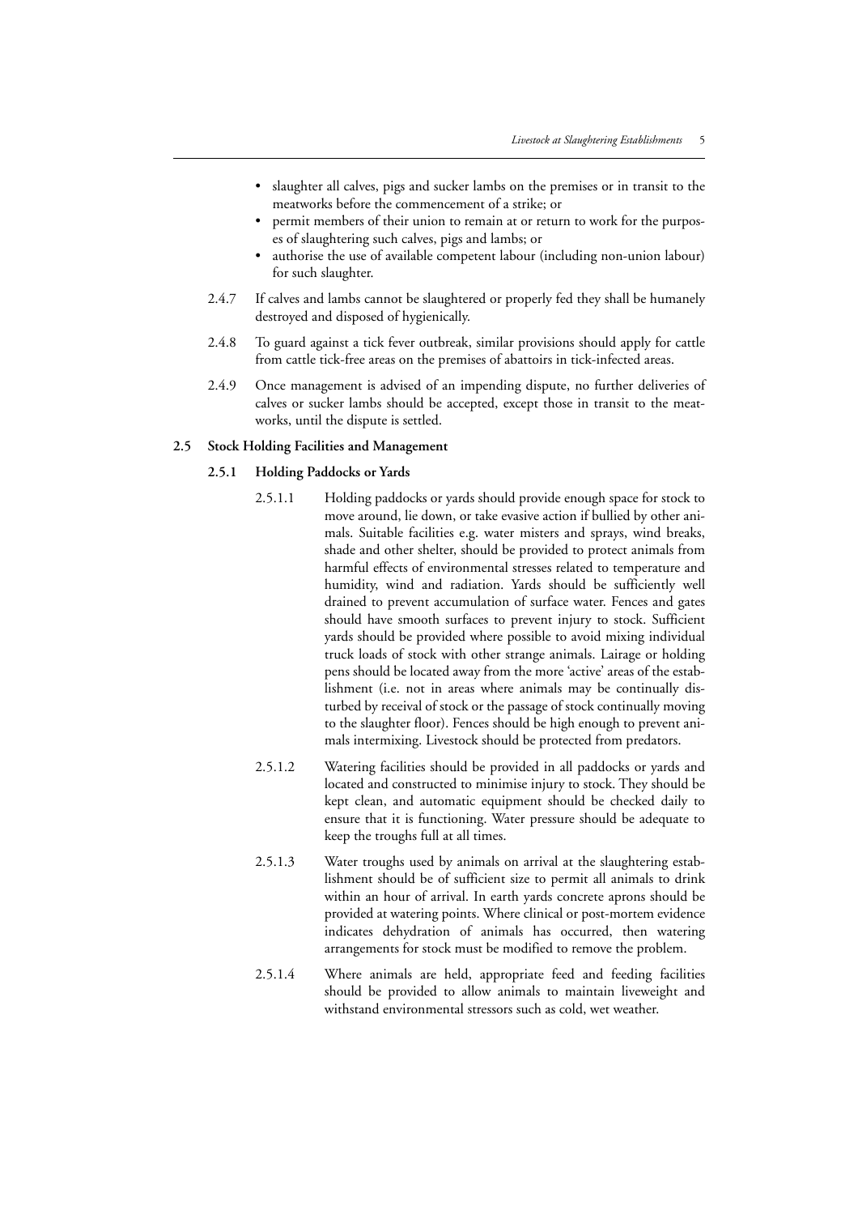- slaughter all calves, pigs and sucker lambs on the premises or in transit to the meatworks before the commencement of a strike; or
- permit members of their union to remain at or return to work for the purposes of slaughtering such calves, pigs and lambs; or
- authorise the use of available competent labour (including non-union labour) for such slaughter.

2.4.7 If calves and lambs cannot be slaughtered or properly fed they shall be humanely destroyed and disposed of hygienically.

2.4.8 To guard against a tick fever outbreak, similar provisions should apply for cattle from cattle tick-free areas on the premises of abattoirs in tick-infected areas.

2.4.9 Once management is advised of an impending dispute, no further deliveries of calves or sucker lambs should be accepted, except those in transit to the meatworks, until the dispute is settled.

## 2.5 Stock Holding Facilities and Management

### 2.5.1 Holding Paddocks or Yards

2.5.1.1 Holding paddocks or yards should provide enough space for stock to move around, lie down, or take evasive action if bullied by other animals. Suitable facilities e.g. water misters and sprays, wind breaks, shade and other shelter, should be provided to protect animals from harmful effects of environmental stresses related to temperature and humidity, wind and radiation. Yards should be sufficiently well drained to prevent accumulation of surface water. Fences and gates should have smooth surfaces to prevent injury to stock. Sufficient yards should be provided where possible to avoid mixing individual truck loads of stock with other strange animals. Lairage or holding pens should be located away from the more 'active' areas of the establishment (i.e. not in areas where animals may be continually disturbed by receival of stock or the passage of stock continually moving to the slaughter floor). Fences should be high enough to prevent animals intermixing. Livestock should be protected from predators.

2.5.1.2 Watering facilities should be provided in all paddocks or yards and located and constructed to minimise injury to stock. They should be kept clean, and automatic equipment should be checked daily to ensure that it is functioning. Water pressure should be adequate to keep the troughs full at all times.

2.5.1.3 Water troughs used by animals on arrival at the slaughtering establishment should be of sufficient size to permit all animals to drink within an hour of arrival. In earth yards concrete aprons should be provided at watering points. Where clinical or post-mortem evidence indicates dehydration of animals has occurred, then watering arrangements for stock must be modified to remove the problem.

2.5.1.4 Where animals are held, appropriate feed and feeding facilities should be provided to allow animals to maintain liveweight and withstand environmental stressors such as cold, wet weather.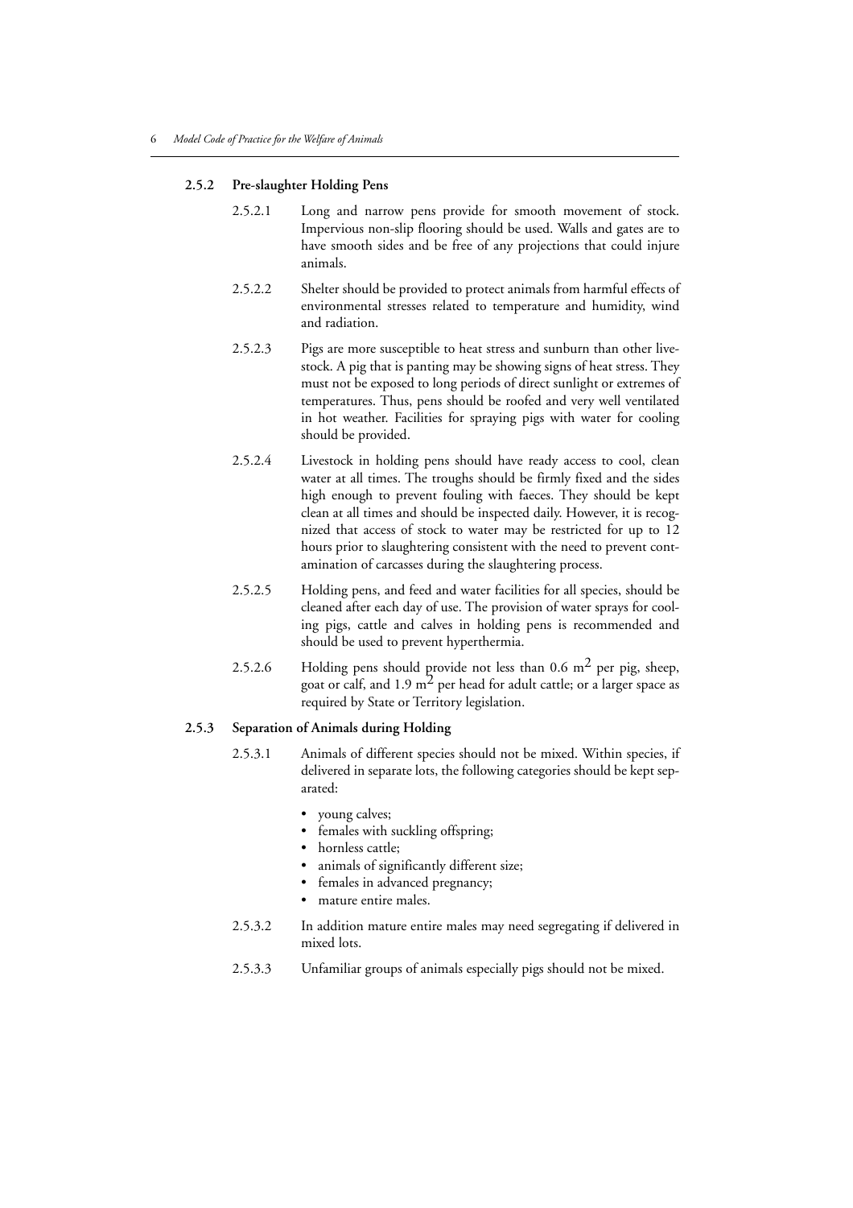### 2.5.2 Pre-slaughter Holding Pens

2.5.2.1 Long and narrow pens provide for smooth movement of stock. Impervious non-slip flooring should be used. Walls and gates are to have smooth sides and be free of any projections that could injure animals.

2.5.2.2 Shelter should be provided to protect animals from harmful effects of environmental stresses related to temperature and humidity, wind and radiation.

2.5.2.3 Pigs are more susceptible to heat stress and sunburn than other livestock. A pig that is panting may be showing signs of heat stress. They must not be exposed to long periods of direct sunlight or extremes of temperatures. Thus, pens should be roofed and very well ventilated in hot weather. Facilities for spraying pigs with water for cooling should be provided.

2.5.2.4 Livestock in holding pens should have ready access to cool, clean water at all times. The troughs should be firmly fixed and the sides high enough to prevent fouling with faeces. They should be kept clean at all times and should be inspected daily. However, it is recognized that access of stock to water may be restricted for up to 12 hours prior to slaughtering consistent with the need to prevent contamination of carcasses during the slaughtering process.

2.5.2.5 Holding pens, and feed and water facilities for all species, should be cleaned after each day of use. The provision of water sprays for cooling pigs, cattle and calves in holding pens is recommended and should be used to prevent hyperthermia.

2.5.2.6 Holding pens should provide not less than 0.6 $m^2$ per pig, sheep, goat or calf, and 1.9 $m^2$ per head for adult cattle; or a larger space as required by State or Territory legislation.

### 2.5.3 Separation of Animals during Holding

2.5.3.1 Animals of different species should not be mixed. Within species, if delivered in separate lots, the following categories should be kept separated:

- young calves;
- females with suckling offspring;
- hornless cattle;
- animals of significantly different size;
- females in advanced pregnancy;
- mature entire males.

2.5.3.2 In addition mature entire males may need segregating if delivered in mixed lots.

2.5.3.3 Unfamiliar groups of animals especially pigs should not be mixed.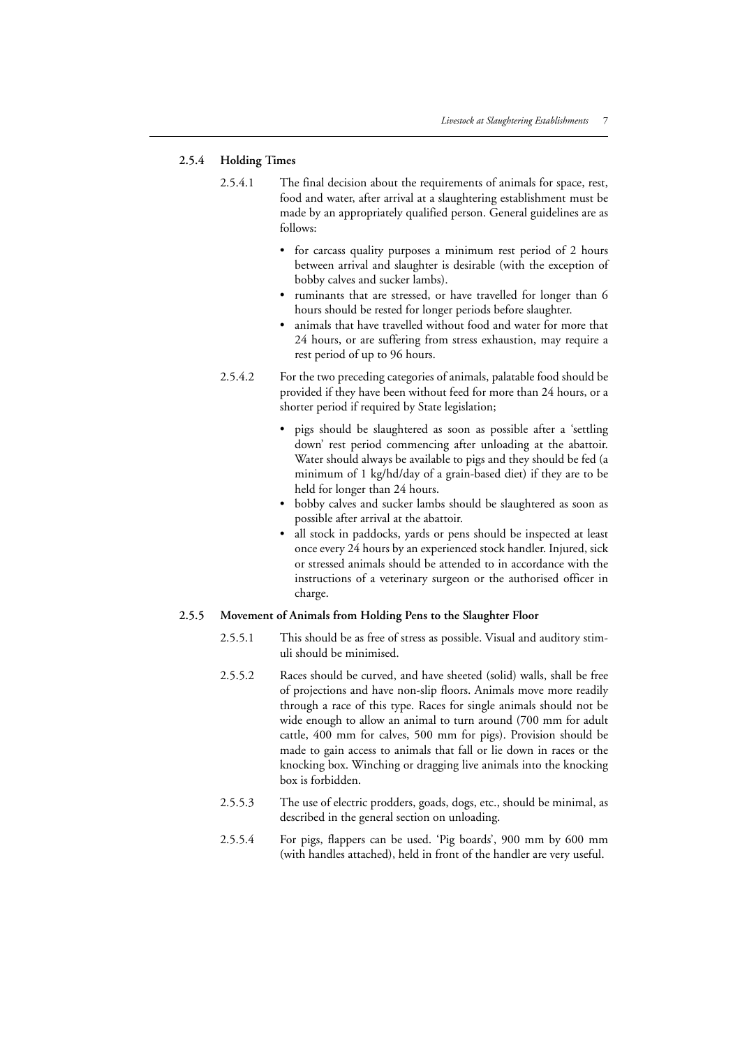### 2.5.4 Holding Times

2.5.4.1 The final decision about the requirements of animals for space, rest, food and water, after arrival at a slaughtering establishment must be made by an appropriately qualified person. General guidelines are as follows:

- for carcass quality purposes a minimum rest period of 2 hours between arrival and slaughter is desirable (with the exception of bobby calves and sucker lambs).
- ruminants that are stressed, or have travelled for longer than 6 hours should be rested for longer periods before slaughter.
- animals that have travelled without food and water for more that 24 hours, or are suffering from stress exhaustion, may require a rest period of up to 96 hours.

2.5.4.2 For the two preceding categories of animals, palatable food should be provided if they have been without feed for more than 24 hours, or a shorter period if required by State legislation;

- pigs should be slaughtered as soon as possible after a 'settling down' rest period commencing after unloading at the abattoir. Water should always be available to pigs and they should be fed (a minimum of 1 kg/hd/day of a grain-based diet) if they are to be held for longer than 24 hours.
- bobby calves and sucker lambs should be slaughtered as soon as possible after arrival at the abattoir.
- all stock in paddocks, yards or pens should be inspected at least once every 24 hours by an experienced stock handler. Injured, sick or stressed animals should be attended to in accordance with the instructions of a veterinary surgeon or the authorised officer in charge.

### 2.5.5 Movement of Animals from Holding Pens to the Slaughter Floor

2.5.5.1 This should be as free of stress as possible. Visual and auditory stimuli should be minimised.

2.5.5.2 Races should be curved, and have sheeted (solid) walls, shall be free of projections and have non-slip floors. Animals move more readily through a race of this type. Races for single animals should not be wide enough to allow an animal to turn around (700 mm for adult cattle, 400 mm for calves, 500 mm for pigs). Provision should be made to gain access to animals that fall or lie down in races or the knocking box. Winching or dragging live animals into the knocking box is forbidden.

2.5.5.3 The use of electric prodders, goads, dogs, etc., should be minimal, as described in the general section on unloading.

2.5.5.4 For pigs, flappers can be used. 'Pig boards', 900 mm by 600 mm (with handles attached), held in front of the handler are very useful.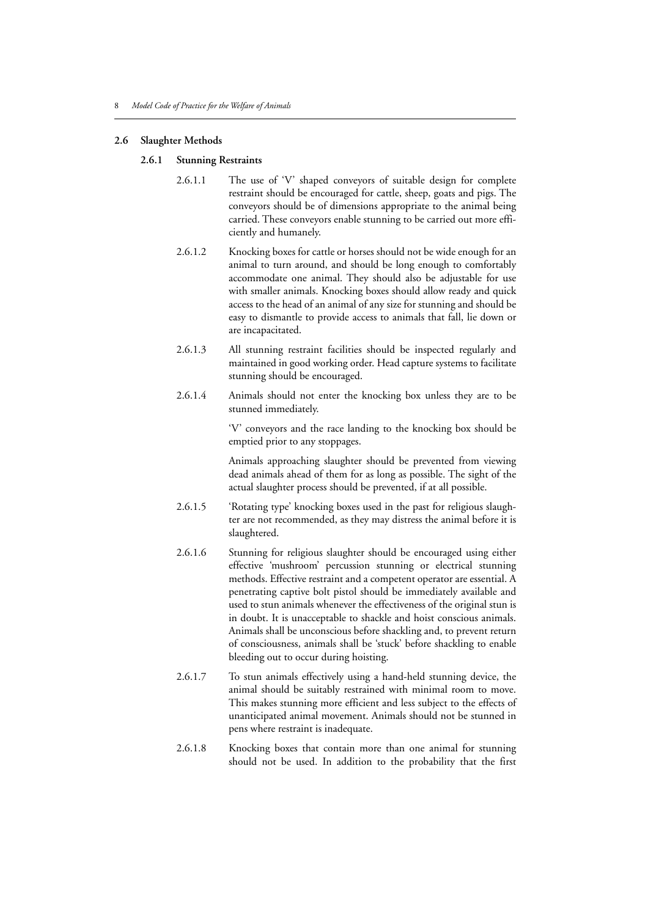## 2.6 Slaughter Methods

### 2.6.1 Stunning Restraints

2.6.1.1 The use of 'V' shaped conveyors of suitable design for complete restraint should be encouraged for cattle, sheep, goats and pigs. The conveyors should be of dimensions appropriate to the animal being carried. These conveyors enable stunning to be carried out more efficiently and humanely.

2.6.1.2 Knocking boxes for cattle or horses should not be wide enough for an animal to turn around, and should be long enough to comfortably accommodate one animal. They should also be adjustable for use with smaller animals. Knocking boxes should allow ready and quick access to the head of an animal of any size for stunning and should be easy to dismantle to provide access to animals that fall, lie down or are incapacitated.

2.6.1.3 All stunning restraint facilities should be inspected regularly and maintained in good working order. Head capture systems to facilitate stunning should be encouraged.

2.6.1.4 Animals should not enter the knocking box unless they are to be stunned immediately.

'V' conveyors and the race landing to the knocking box should be emptied prior to any stoppages.

Animals approaching slaughter should be prevented from viewing dead animals ahead of them for as long as possible. The sight of the actual slaughter process should be prevented, if at all possible.

2.6.1.5 'Rotating type' knocking boxes used in the past for religious slaughter are not recommended, as they may distress the animal before it is slaughtered.

2.6.1.6 Stunning for religious slaughter should be encouraged using either effective 'mushroom' percussion stunning or electrical stunning methods. Effective restraint and a competent operator are essential. A penetrating captive bolt pistol should be immediately available and used to stun animals whenever the effectiveness of the original stun is in doubt. It is unacceptable to shackle and hoist conscious animals. Animals shall be unconscious before shackling and, to prevent return of consciousness, animals shall be 'stuck' before shackling to enable bleeding out to occur during hoisting.

2.6.1.7 To stun animals effectively using a hand-held stunning device, the animal should be suitably restrained with minimal room to move. This makes stunning more efficient and less subject to the effects of unanticipated animal movement. Animals should not be stunned in pens where restraint is inadequate.

2.6.1.8 Knocking boxes that contain more than one animal for stunning should not be used. In addition to the probability that the first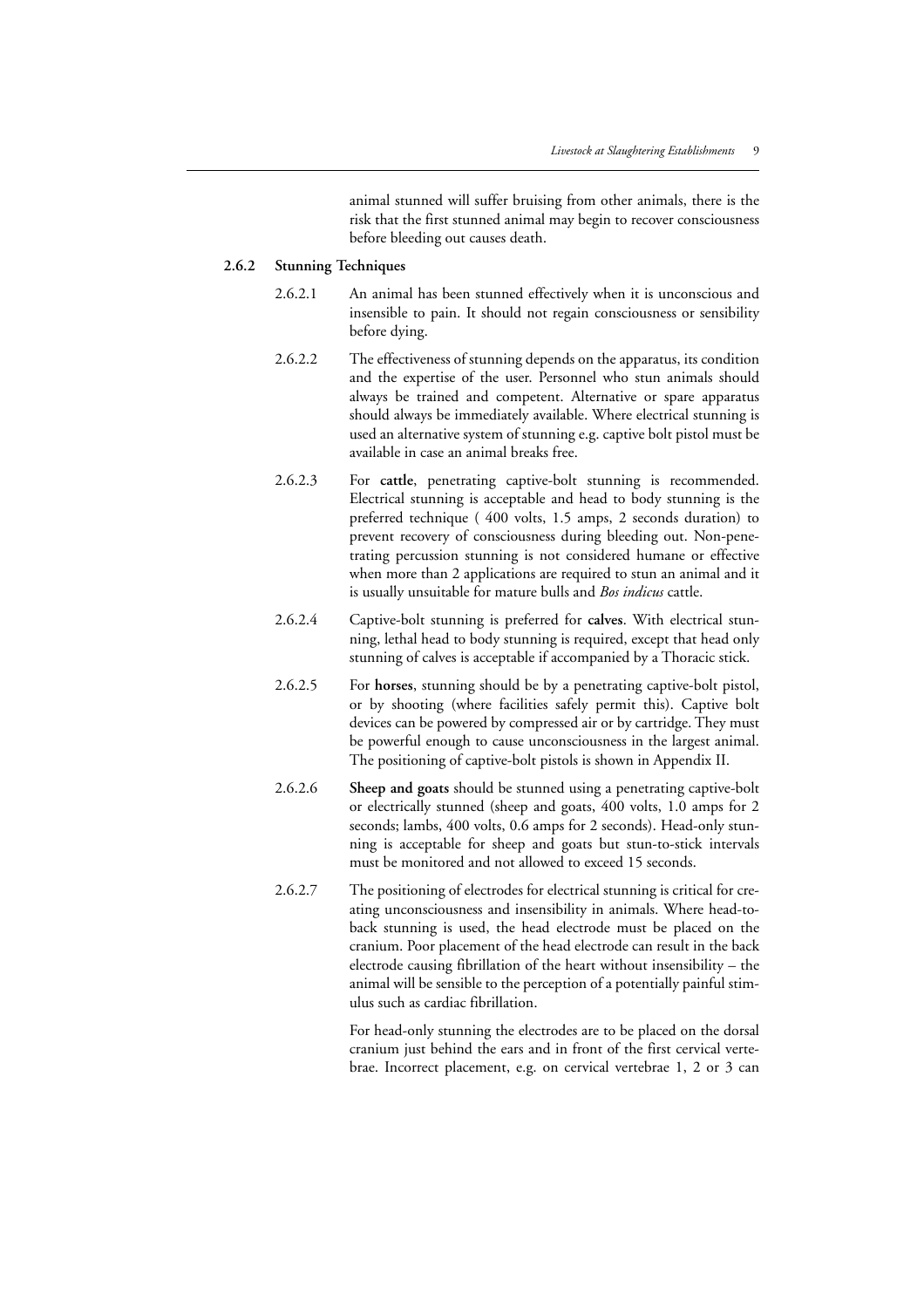animal stunned will suffer bruising from other animals, there is the risk that the first stunned animal may begin to recover consciousness before bleeding out causes death.

### 2.6.2 Stunning Techniques

2.6.2.1 An animal has been stunned effectively when it is unconscious and insensible to pain. It should not regain consciousness or sensibility before dying.

2.6.2.2 The effectiveness of stunning depends on the apparatus, its condition and the expertise of the user. Personnel who stun animals should always be trained and competent. Alternative or spare apparatus should always be immediately available. Where electrical stunning is used an alternative system of stunning e.g. captive bolt pistol must be available in case an animal breaks free.

2.6.2.3 For **cattle**, penetrating captive-bolt stunning is recommended. Electrical stunning is acceptable and head to body stunning is the preferred technique ( 400 volts, 1.5 amps, 2 seconds duration) to prevent recovery of consciousness during bleeding out. Non-penetrating percussion stunning is not considered humane or effective when more than 2 applications are required to stun an animal and it is usually unsuitable for mature bulls and *Bos indicus* cattle.

2.6.2.4 Captive-bolt stunning is preferred for **calves**. With electrical stunning, lethal head to body stunning is required, except that head only stunning of calves is acceptable if accompanied by a Thoracic stick.

2.6.2.5 For **horses**, stunning should be by a penetrating captive-bolt pistol, or by shooting (where facilities safely permit this). Captive bolt devices can be powered by compressed air or by cartridge. They must be powerful enough to cause unconsciousness in the largest animal. The positioning of captive-bolt pistols is shown in Appendix II.

2.6.2.6 **Sheep and goats** should be stunned using a penetrating captive-bolt or electrically stunned (sheep and goats, 400 volts, 1.0 amps for 2 seconds; lambs, 400 volts, 0.6 amps for 2 seconds). Head-only stunning is acceptable for sheep and goats but stun-to-stick intervals must be monitored and not allowed to exceed 15 seconds.

2.6.2.7 The positioning of electrodes for electrical stunning is critical for creating unconsciousness and insensibility in animals. Where head-to-back stunning is used, the head electrode must be placed on the cranium. Poor placement of the head electrode can result in the back electrode causing fibrillation of the heart without insensibility – the animal will be sensible to the perception of a potentially painful stimulus such as cardiac fibrillation.

For head-only stunning the electrodes are to be placed on the dorsal cranium just behind the ears and in front of the first cervical vertebrae. Incorrect placement, e.g. on cervical vertebrae 1, 2 or 3 can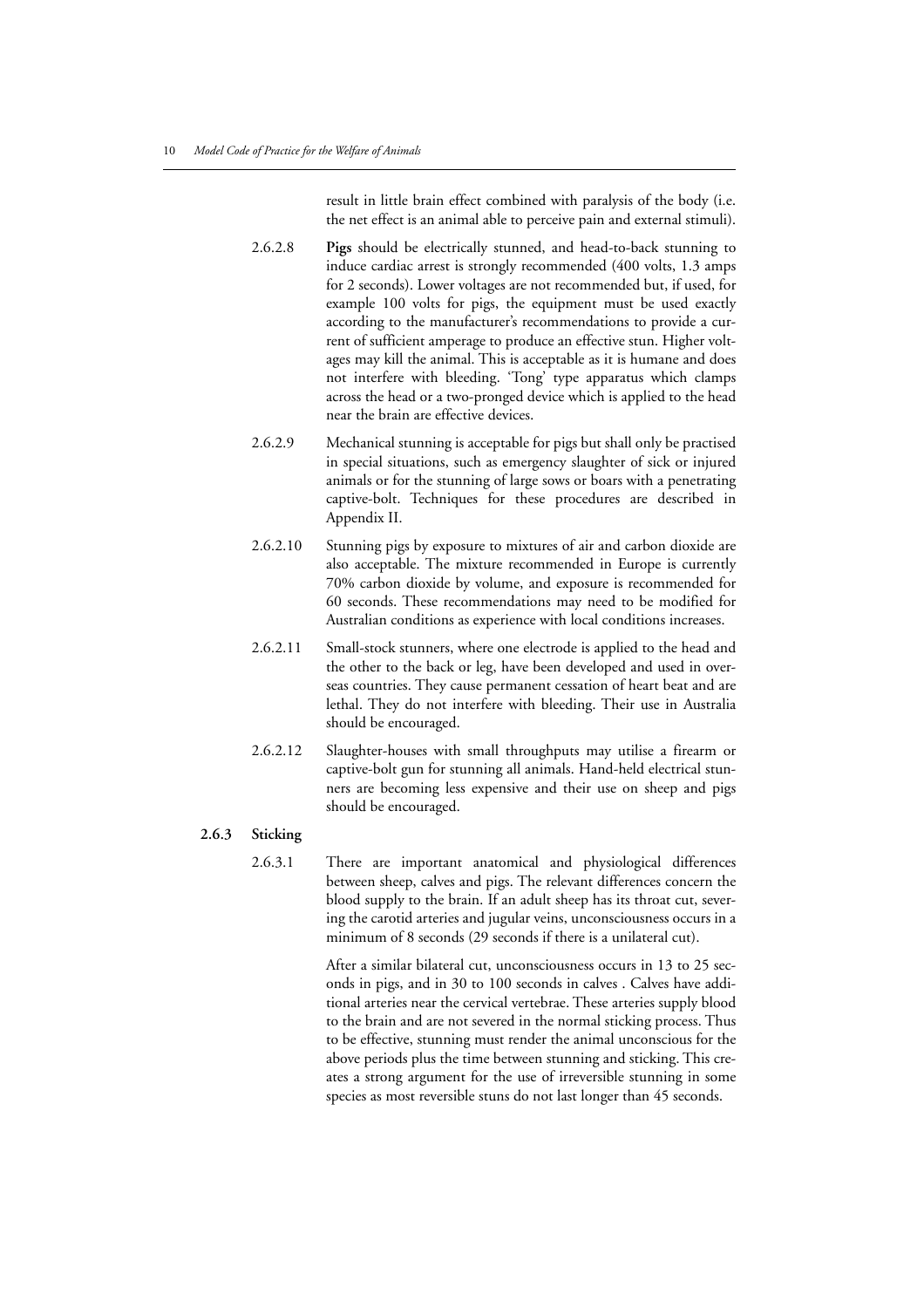result in little brain effect combined with paralysis of the body (i.e. the net effect is an animal able to perceive pain and external stimuli).

2.6.2.8 **Pigs** should be electrically stunned, and head-to-back stunning to induce cardiac arrest is strongly recommended (400 volts, 1.3 amps for 2 seconds). Lower voltages are not recommended but, if used, for example 100 volts for pigs, the equipment must be used exactly according to the manufacturer's recommendations to provide a current of sufficient amperage to produce an effective stun. Higher voltages may kill the animal. This is acceptable as it is humane and does not interfere with bleeding. 'Tong' type apparatus which clamps across the head or a two-pronged device which is applied to the head near the brain are effective devices.

2.6.2.9 Mechanical stunning is acceptable for pigs but shall only be practised in special situations, such as emergency slaughter of sick or injured animals or for the stunning of large sows or boars with a penetrating captive-bolt. Techniques for these procedures are described in Appendix II.

2.6.2.10 Stunning pigs by exposure to mixtures of air and carbon dioxide are also acceptable. The mixture recommended in Europe is currently 70% carbon dioxide by volume, and exposure is recommended for 60 seconds. These recommendations may need to be modified for Australian conditions as experience with local conditions increases.

2.6.2.11 Small-stock stunners, where one electrode is applied to the head and the other to the back or leg, have been developed and used in overseas countries. They cause permanent cessation of heart beat and are lethal. They do not interfere with bleeding. Their use in Australia should be encouraged.

2.6.2.12 Slaughter-houses with small throughputs may utilise a firearm or captive-bolt gun for stunning all animals. Hand-held electrical stunners are becoming less expensive and their use on sheep and pigs should be encouraged.

### 2.6.3 Sticking

2.6.3.1 There are important anatomical and physiological differences between sheep, calves and pigs. The relevant differences concern the blood supply to the brain. If an adult sheep has its throat cut, severing the carotid arteries and jugular veins, unconsciousness occurs in a minimum of 8 seconds (29 seconds if there is a unilateral cut).

After a similar bilateral cut, unconsciousness occurs in 13 to 25 seconds in pigs, and in 30 to 100 seconds in calves . Calves have additional arteries near the cervical vertebrae. These arteries supply blood to the brain and are not severed in the normal sticking process. Thus to be effective, stunning must render the animal unconscious for the above periods plus the time between stunning and sticking. This creates a strong argument for the use of irreversible stunning in some species as most reversible stuns do not last longer than 45 seconds.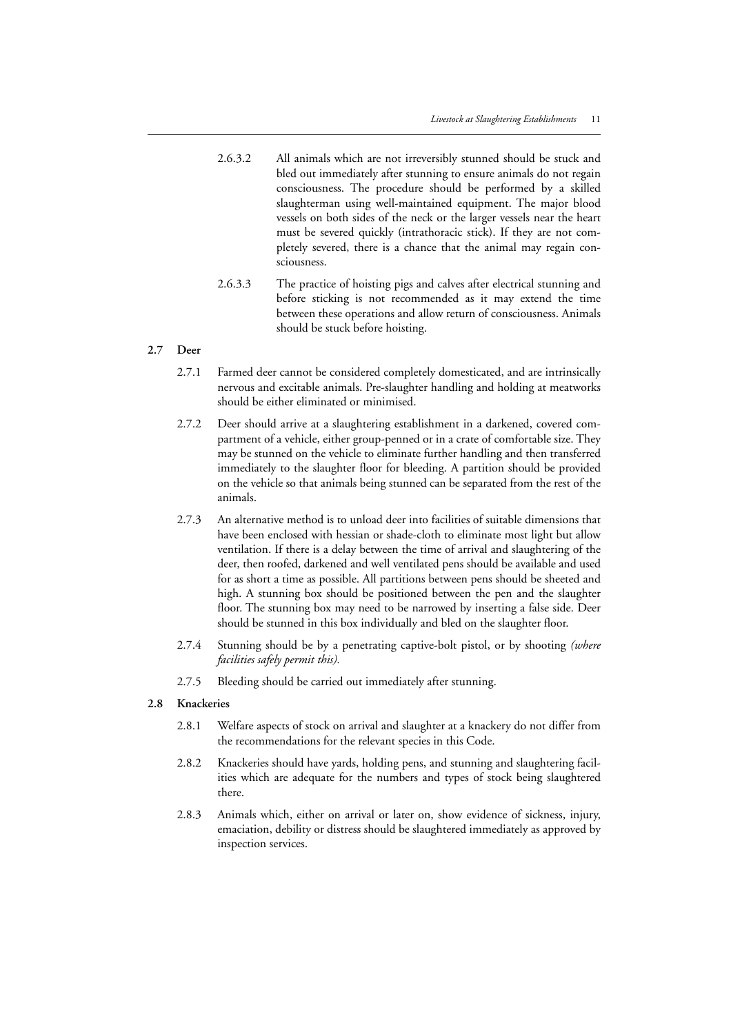2.6.3.2 All animals which are not irreversibly stunned should be stuck and bled out immediately after stunning to ensure animals do not regain consciousness. The procedure should be performed by a skilled slaughterman using well-maintained equipment. The major blood vessels on both sides of the neck or the larger vessels near the heart must be severed quickly (intrathoracic stick). If they are not completely severed, there is a chance that the animal may regain consciousness.

2.6.3.3 The practice of hoisting pigs and calves after electrical stunning and before sticking is not recommended as it may extend the time between these operations and allow return of consciousness. Animals should be stuck before hoisting.

## 2.7 Deer

2.7.1 Farmed deer cannot be considered completely domesticated, and are intrinsically nervous and excitable animals. Pre-slaughter handling and holding at meatworks should be either eliminated or minimised.

2.7.2 Deer should arrive at a slaughtering establishment in a darkened, covered compartment of a vehicle, either group-penned or in a crate of comfortable size. They may be stunned on the vehicle to eliminate further handling and then transferred immediately to the slaughter floor for bleeding. A partition should be provided on the vehicle so that animals being stunned can be separated from the rest of the animals.

2.7.3 An alternative method is to unload deer into facilities of suitable dimensions that have been enclosed with hessian or shade-cloth to eliminate most light but allow ventilation. If there is a delay between the time of arrival and slaughtering of the deer, then roofed, darkened and well ventilated pens should be available and used for as short a time as possible. All partitions between pens should be sheeted and high. A stunning box should be positioned between the pen and the slaughter floor. The stunning box may need to be narrowed by inserting a false side. Deer should be stunned in this box individually and bled on the slaughter floor.

2.7.4 Stunning should be by a penetrating captive-bolt pistol, or by shooting *(where facilities safely permit this).*

2.7.5 Bleeding should be carried out immediately after stunning.

## 2.8 Knackeries

2.8.1 Welfare aspects of stock on arrival and slaughter at a knackery do not differ from the recommendations for the relevant species in this Code.

2.8.2 Knackeries should have yards, holding pens, and stunning and slaughtering facilities which are adequate for the numbers and types of stock being slaughtered there.

2.8.3 Animals which, either on arrival or later on, show evidence of sickness, injury, emaciation, debility or distress should be slaughtered immediately as approved by inspection services.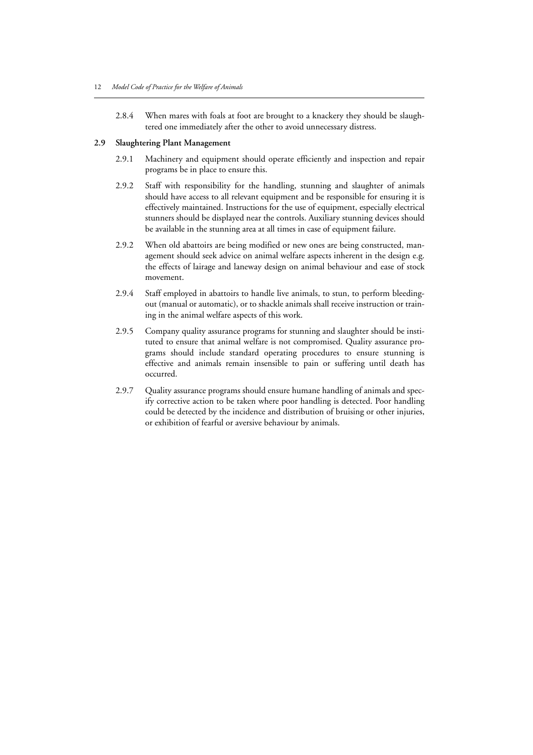2.8.4 When mares with foals at foot are brought to a knackery they should be slaughtered one immediately after the other to avoid unnecessary distress.

### 2.9 Slaughtering Plant Management

2.9.1 Machinery and equipment should operate efficiently and inspection and repair programs be in place to ensure this.

2.9.2 Staff with responsibility for the handling, stunning and slaughter of animals should have access to all relevant equipment and be responsible for ensuring it is effectively maintained. Instructions for the use of equipment, especially electrical stunners should be displayed near the controls. Auxiliary stunning devices should be available in the stunning area at all times in case of equipment failure.

2.9.2 When old abattoirs are being modified or new ones are being constructed, management should seek advice on animal welfare aspects inherent in the design e.g. the effects of lairage and laneway design on animal behaviour and ease of stock movement.

2.9.4 Staff employed in abattoirs to handle live animals, to stun, to perform bleeding-out (manual or automatic), or to shackle animals shall receive instruction or training in the animal welfare aspects of this work.

2.9.5 Company quality assurance programs for stunning and slaughter should be instituted to ensure that animal welfare is not compromised. Quality assurance programs should include standard operating procedures to ensure stunning is effective and animals remain insensible to pain or suffering until death has occurred.

2.9.7 Quality assurance programs should ensure humane handling of animals and specify corrective action to be taken where poor handling is detected. Poor handling could be detected by the incidence and distribution of bruising or other injuries, or exhibition of fearful or aversive behaviour by animals.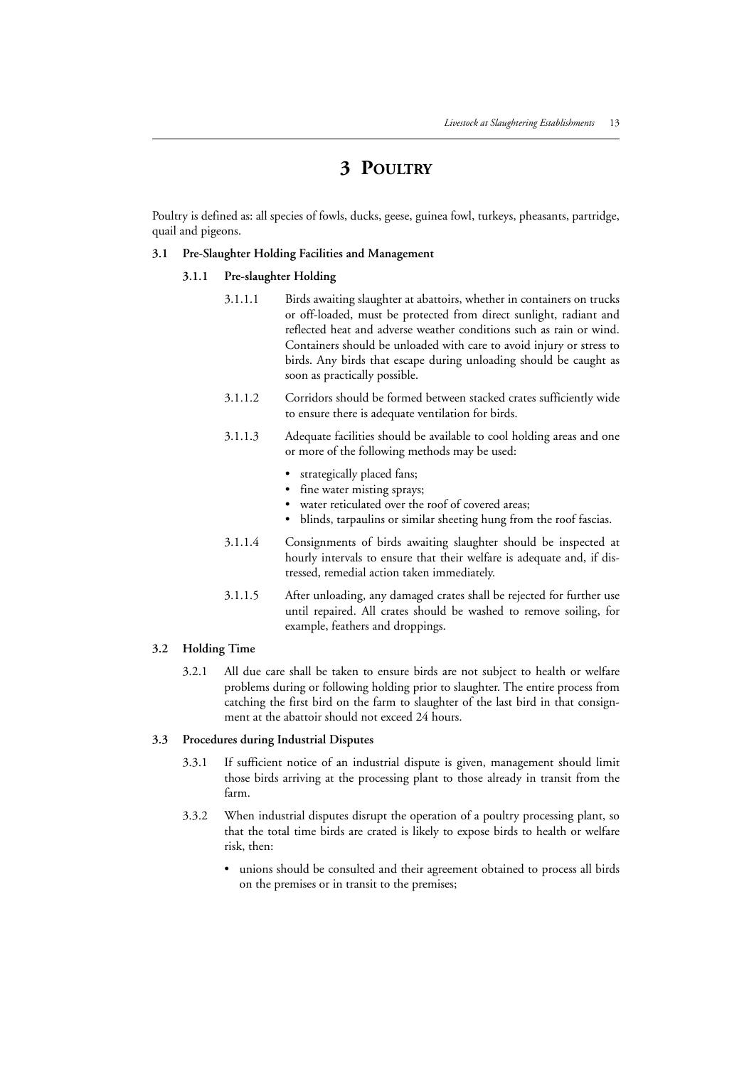# 3 Poultry

Poultry is defined as: all species of fowls, ducks, geese, guinea fowl, turkeys, pheasants, partridge, quail and pigeons.

## 3.1 Pre-Slaughter Holding Facilities and Management

### 3.1.1 Pre-slaughter Holding

3.1.1.1 Birds awaiting slaughter at abattoirs, whether in containers on trucks or off-loaded, must be protected from direct sunlight, radiant and reflected heat and adverse weather conditions such as rain or wind. Containers should be unloaded with care to avoid injury or stress to birds. Any birds that escape during unloading should be caught as soon as practically possible.

3.1.1.2 Corridors should be formed between stacked crates sufficiently wide to ensure there is adequate ventilation for birds.

3.1.1.3 Adequate facilities should be available to cool holding areas and one or more of the following methods may be used:

- strategically placed fans;
- fine water misting sprays;
- water reticulated over the roof of covered areas;
- blinds, tarpaulins or similar sheeting hung from the roof fascias.

3.1.1.4 Consignments of birds awaiting slaughter should be inspected at hourly intervals to ensure that their welfare is adequate and, if distressed, remedial action taken immediately.

3.1.1.5 After unloading, any damaged crates shall be rejected for further use until repaired. All crates should be washed to remove soiling, for example, feathers and droppings.

## 3.2 Holding Time

3.2.1 All due care shall be taken to ensure birds are not subject to health or welfare problems during or following holding prior to slaughter. The entire process from catching the first bird on the farm to slaughter of the last bird in that consignment at the abattoir should not exceed 24 hours.

## 3.3 Procedures during Industrial Disputes

3.3.1 If sufficient notice of an industrial dispute is given, management should limit those birds arriving at the processing plant to those already in transit from the farm.

3.3.2 When industrial disputes disrupt the operation of a poultry processing plant, so that the total time birds are crated is likely to expose birds to health or welfare risk, then:

- unions should be consulted and their agreement obtained to process all birds on the premises or in transit to the premises;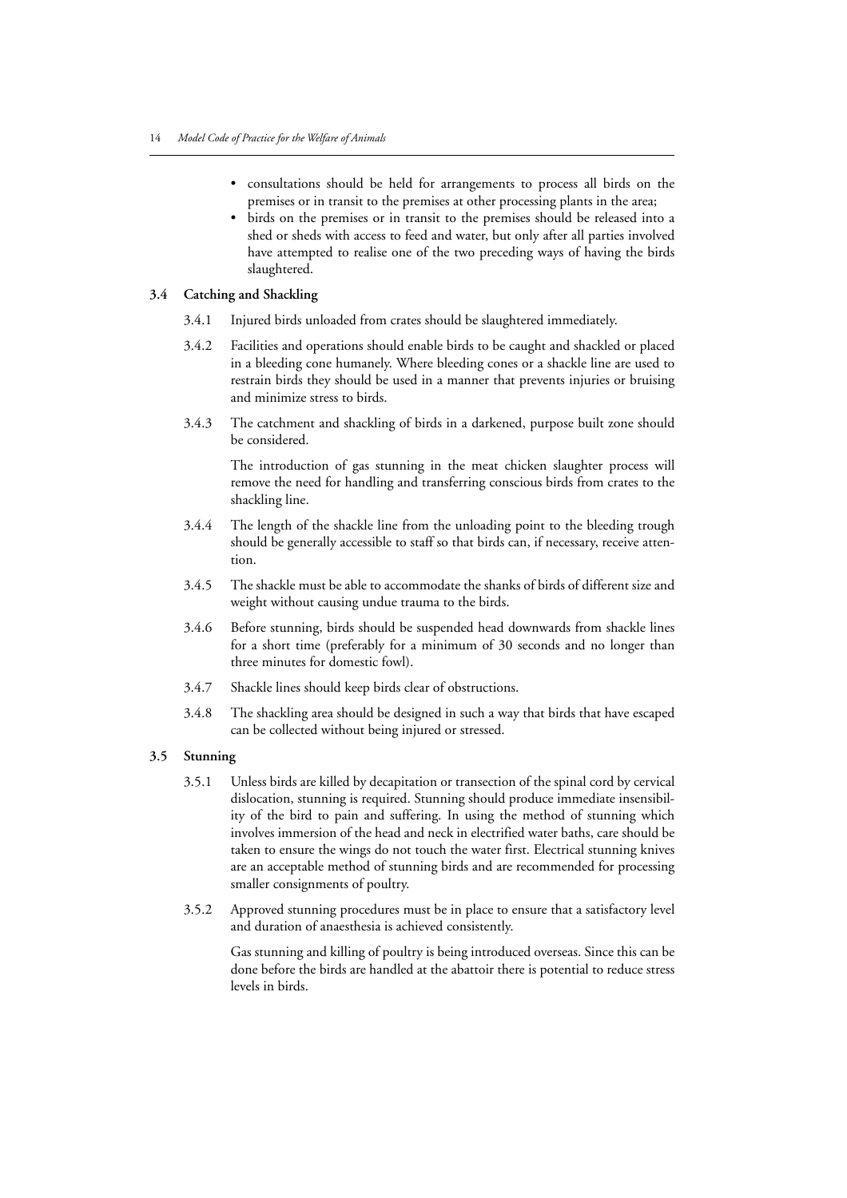- consultations should be held for arrangements to process all birds on the premises or in transit to the premises at other processing plants in the area;
- birds on the premises or in transit to the premises should be released into a shed or sheds with access to feed and water, but only after all parties involved have attempted to realise one of the two preceding ways of having the birds slaughtered.

### 3.4 Catching and Shackling

3.4.1 Injured birds unloaded from crates should be slaughtered immediately.

3.4.2 Facilities and operations should enable birds to be caught and shackled or placed in a bleeding cone humanely. Where bleeding cones or a shackle line are used to restrain birds they should be used in a manner that prevents injuries or bruising and minimize stress to birds.

3.4.3 The catchment and shackling of birds in a darkened, purpose built zone should be considered.

The introduction of gas stunning in the meat chicken slaughter process will remove the need for handling and transferring conscious birds from crates to the shackling line.

3.4.4 The length of the shackle line from the unloading point to the bleeding trough should be generally accessible to staff so that birds can, if necessary, receive attention.

3.4.5 The shackle must be able to accommodate the shanks of birds of different size and weight without causing undue trauma to the birds.

3.4.6 Before stunning, birds should be suspended head downwards from shackle lines for a short time (preferably for a minimum of 30 seconds and no longer than three minutes for domestic fowl).

3.4.7 Shackle lines should keep birds clear of obstructions.

3.4.8 The shackling area should be designed in such a way that birds that have escaped can be collected without being injured or stressed.

### 3.5 Stunning

3.5.1 Unless birds are killed by decapitation or transection of the spinal cord by cervical dislocation, stunning is required. Stunning should produce immediate insensibility of the bird to pain and suffering. In using the method of stunning which involves immersion of the head and neck in electrified water baths, care should be taken to ensure the wings do not touch the water first. Electrical stunning knives are an acceptable method of stunning birds and are recommended for processing smaller consignments of poultry.

3.5.2 Approved stunning procedures must be in place to ensure that a satisfactory level and duration of anaesthesia is achieved consistently.

Gas stunning and killing of poultry is being introduced overseas. Since this can be done before the birds are handled at the abattoir there is potential to reduce stress levels in birds.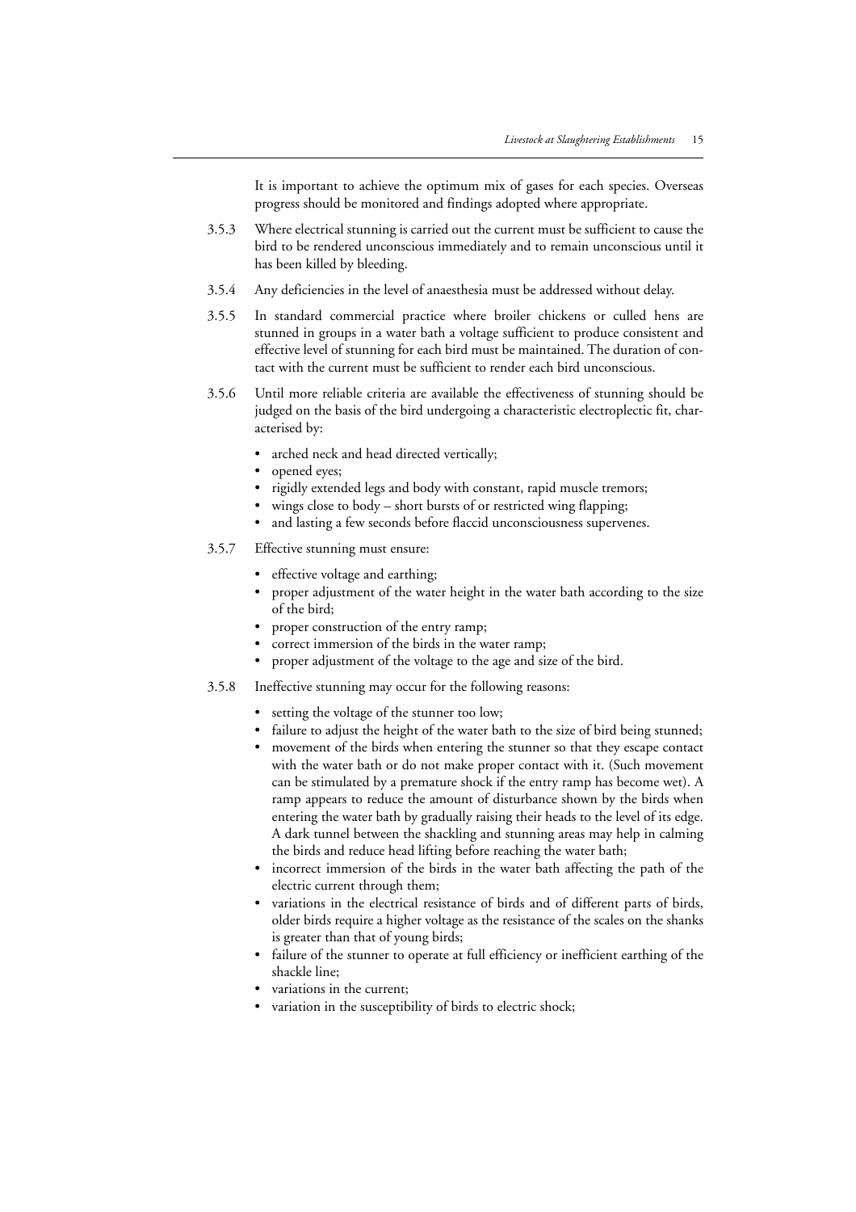It is important to achieve the optimum mix of gases for each species. Overseas progress should be monitored and findings adopted where appropriate.

3.5.3 Where electrical stunning is carried out the current must be sufficient to cause the bird to be rendered unconscious immediately and to remain unconscious until it has been killed by bleeding.

3.5.4 Any deficiencies in the level of anaesthesia must be addressed without delay.

3.5.5 In standard commercial practice where broiler chickens or culled hens are stunned in groups in a water bath a voltage sufficient to produce consistent and effective level of stunning for each bird must be maintained. The duration of contact with the current must be sufficient to render each bird unconscious.

3.5.6 Until more reliable criteria are available the effectiveness of stunning should be judged on the basis of the bird undergoing a characteristic electroplectic fit, characterised by:

- arched neck and head directed vertically;
- opened eyes;
- rigidly extended legs and body with constant, rapid muscle tremors;
- wings close to body – short bursts of or restricted wing flapping;
- and lasting a few seconds before flaccid unconsciousness supervenes.

3.5.7 Effective stunning must ensure:

- effective voltage and earthing;
- proper adjustment of the water height in the water bath according to the size of the bird;
- proper construction of the entry ramp;
- correct immersion of the birds in the water ramp;
- proper adjustment of the voltage to the age and size of the bird.

3.5.8 Ineffective stunning may occur for the following reasons:

- setting the voltage of the stunner too low;
- failure to adjust the height of the water bath to the size of bird being stunned;
- movement of the birds when entering the stunner so that they escape contact with the water bath or do not make proper contact with it. (Such movement can be stimulated by a premature shock if the entry ramp has become wet). A ramp appears to reduce the amount of disturbance shown by the birds when entering the water bath by gradually raising their heads to the level of its edge. A dark tunnel between the shackling and stunning areas may help in calming the birds and reduce head lifting before reaching the water bath;
- incorrect immersion of the birds in the water bath affecting the path of the electric current through them;
- variations in the electrical resistance of birds and of different parts of birds, older birds require a higher voltage as the resistance of the scales on the shanks is greater than that of young birds;
- failure of the stunner to operate at full efficiency or inefficient earthing of the shackle line;
- variations in the current;
- variation in the susceptibility of birds to electric shock;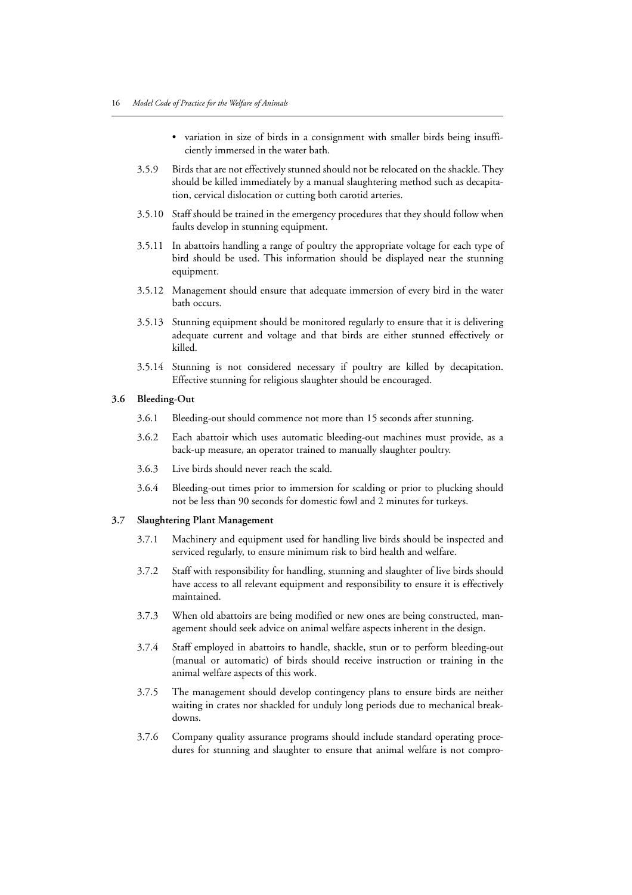- variation in size of birds in a consignment with smaller birds being insufficiently immersed in the water bath.

3.5.9 Birds that are not effectively stunned should not be relocated on the shackle. They should be killed immediately by a manual slaughtering method such as decapitation, cervical dislocation or cutting both carotid arteries.

3.5.10 Staff should be trained in the emergency procedures that they should follow when faults develop in stunning equipment.

3.5.11 In abattoirs handling a range of poultry the appropriate voltage for each type of bird should be used. This information should be displayed near the stunning equipment.

3.5.12 Management should ensure that adequate immersion of every bird in the water bath occurs.

3.5.13 Stunning equipment should be monitored regularly to ensure that it is delivering adequate current and voltage and that birds are either stunned effectively or killed.

3.5.14 Stunning is not considered necessary if poultry are killed by decapitation. Effective stunning for religious slaughter should be encouraged.

### 3.6 Bleeding-Out

3.6.1 Bleeding-out should commence not more than 15 seconds after stunning.

3.6.2 Each abattoir which uses automatic bleeding-out machines must provide, as a back-up measure, an operator trained to manually slaughter poultry.

3.6.3 Live birds should never reach the scald.

3.6.4 Bleeding-out times prior to immersion for scalding or prior to plucking should not be less than 90 seconds for domestic fowl and 2 minutes for turkeys.

### 3.7 Slaughtering Plant Management

3.7.1 Machinery and equipment used for handling live birds should be inspected and serviced regularly, to ensure minimum risk to bird health and welfare.

3.7.2 Staff with responsibility for handling, stunning and slaughter of live birds should have access to all relevant equipment and responsibility to ensure it is effectively maintained.

3.7.3 When old abattoirs are being modified or new ones are being constructed, management should seek advice on animal welfare aspects inherent in the design.

3.7.4 Staff employed in abattoirs to handle, shackle, stun or to perform bleeding-out (manual or automatic) of birds should receive instruction or training in the animal welfare aspects of this work.

3.7.5 The management should develop contingency plans to ensure birds are neither waiting in crates nor shackled for unduly long periods due to mechanical breakdowns.

3.7.6 Company quality assurance programs should include standard operating procedures for stunning and slaughter to ensure that animal welfare is not compro-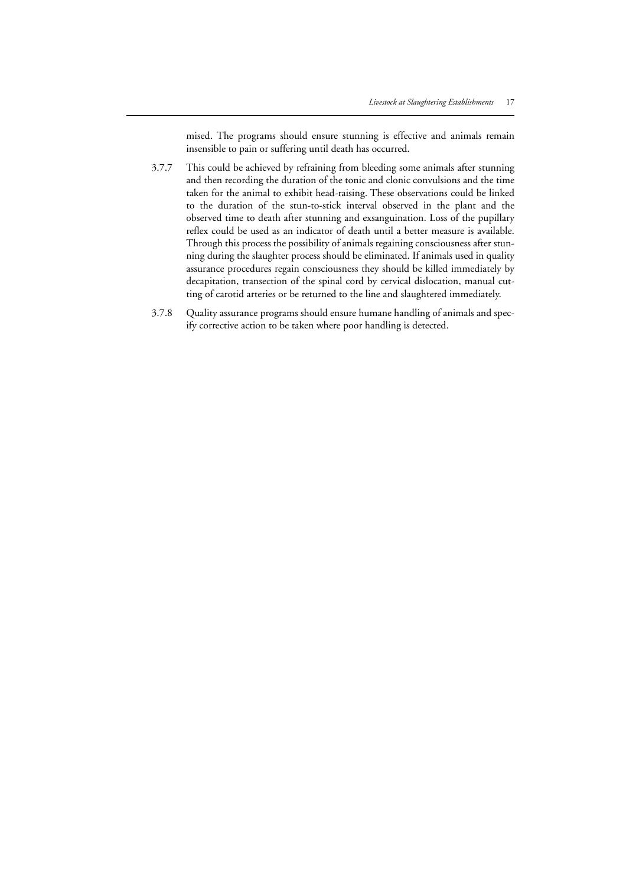mised. The programs should ensure stunning is effective and animals remain insensible to pain or suffering until death has occurred.

3.7.7 This could be achieved by refraining from bleeding some animals after stunning and then recording the duration of the tonic and clonic convulsions and the time taken for the animal to exhibit head-raising. These observations could be linked to the duration of the stun-to-stick interval observed in the plant and the observed time to death after stunning and exsanguination. Loss of the pupillary reflex could be used as an indicator of death until a better measure is available. Through this process the possibility of animals regaining consciousness after stunning during the slaughter process should be eliminated. If animals used in quality assurance procedures regain consciousness they should be killed immediately by decapitation, transection of the spinal cord by cervical dislocation, manual cutting of carotid arteries or be returned to the line and slaughtered immediately.

3.7.8 Quality assurance programs should ensure humane handling of animals and specify corrective action to be taken where poor handling is detected.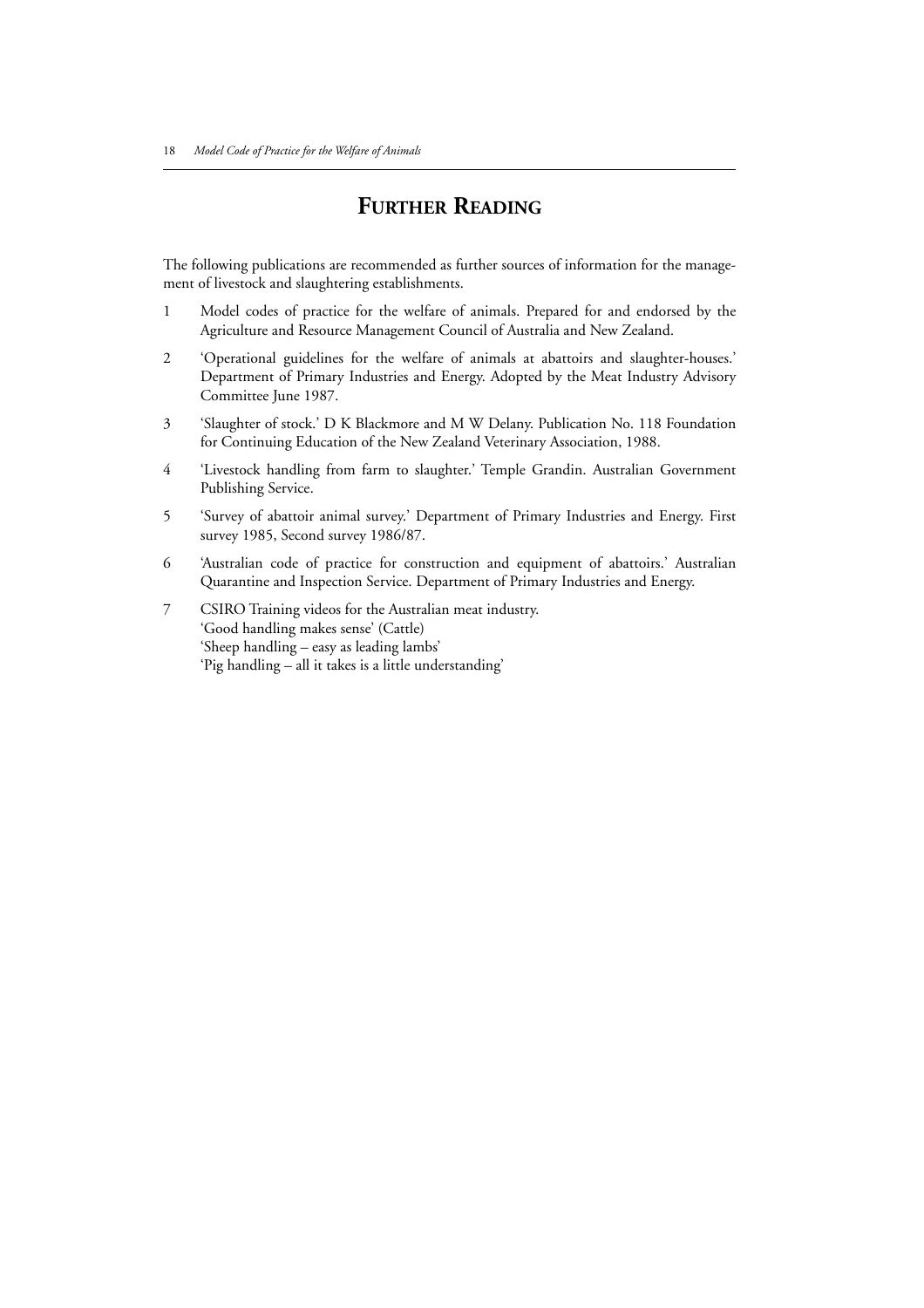# FURTHER READING

The following publications are recommended as further sources of information for the management of livestock and slaughtering establishments.

1. Model codes of practice for the welfare of animals. Prepared for and endorsed by the Agriculture and Resource Management Council of Australia and New Zealand.
2. 'Operational guidelines for the welfare of animals at abattoirs and slaughter-houses.' Department of Primary Industries and Energy. Adopted by the Meat Industry Advisory Committee June 1987.
3. 'Slaughter of stock.' D K Blackmore and M W Delany. Publication No. 118 Foundation for Continuing Education of the New Zealand Veterinary Association, 1988.
4. 'Livestock handling from farm to slaughter.' Temple Grandin. Australian Government Publishing Service.
5. 'Survey of abattoir animal survey.' Department of Primary Industries and Energy. First survey 1985, Second survey 1986/87.
6. 'Australian code of practice for construction and equipment of abattoirs.' Australian Quarantine and Inspection Service. Department of Primary Industries and Energy.
7. CSIRO Training videos for the Australian meat industry.
   'Good handling makes sense' (Cattle)
   'Sheep handling – easy as leading lambs'
   'Pig handling – all it takes is a little understanding'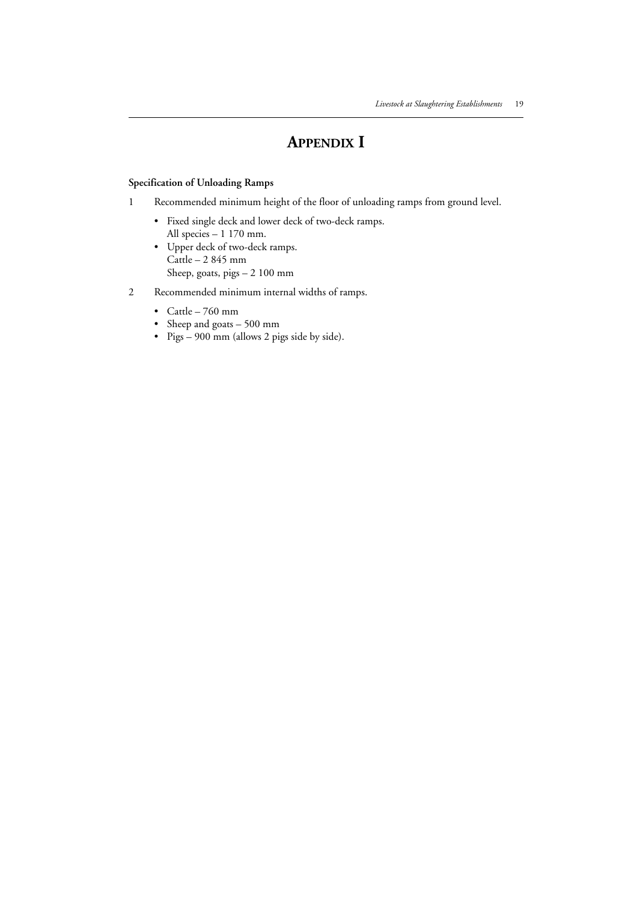# APPENDIX I

**Specification of Unloading Ramps**

1. Recommended minimum height of the floor of unloading ramps from ground level.
   - Fixed single deck and lower deck of two-deck ramps.
     All species – 1 170 mm.
   - Upper deck of two-deck ramps.
     Cattle – 2 845 mm
     Sheep, goats, pigs – 2 100 mm

2. Recommended minimum internal widths of ramps.
   - Cattle – 760 mm
   - Sheep and goats – 500 mm
   - Pigs – 900 mm (allows 2 pigs side by side).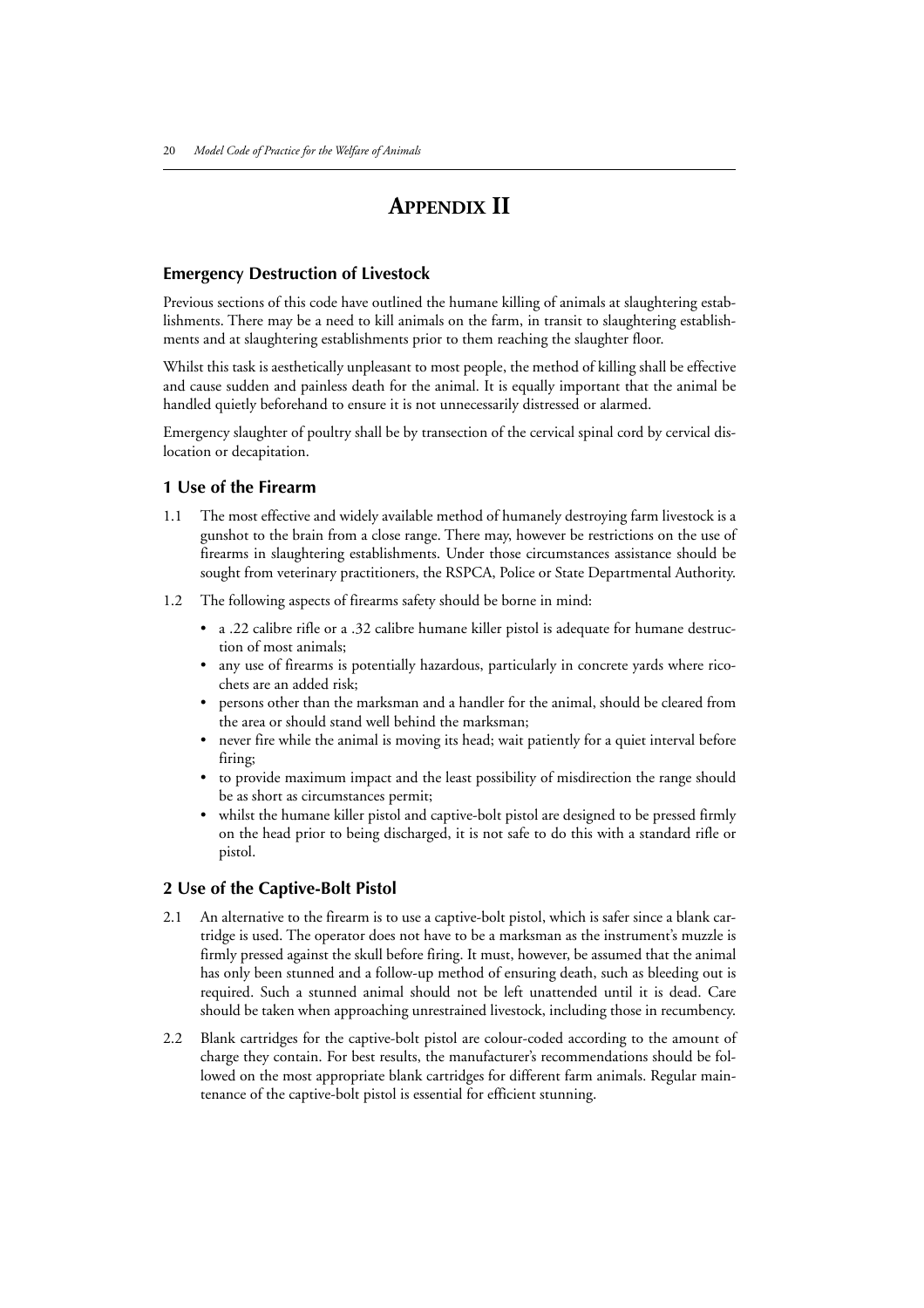# APPENDIX II

### Emergency Destruction of Livestock

Previous sections of this code have outlined the humane killing of animals at slaughtering establishments. There may be a need to kill animals on the farm, in transit to slaughtering establishments and at slaughtering establishments prior to them reaching the slaughter floor.

Whilst this task is aesthetically unpleasant to most people, the method of killing shall be effective and cause sudden and painless death for the animal. It is equally important that the animal be handled quietly beforehand to ensure it is not unnecessarily distressed or alarmed.

Emergency slaughter of poultry shall be by transection of the cervical spinal cord by cervical dislocation or decapitation.

### 1 Use of the Firearm

1.1 The most effective and widely available method of humanely destroying farm livestock is a gunshot to the brain from a close range. There may, however be restrictions on the use of firearms in slaughtering establishments. Under those circumstances assistance should be sought from veterinary practitioners, the RSPCA, Police or State Departmental Authority.

1.2 The following aspects of firearms safety should be borne in mind:

- a .22 calibre rifle or a .32 calibre humane killer pistol is adequate for humane destruction of most animals;
- any use of firearms is potentially hazardous, particularly in concrete yards where ricochets are an added risk;
- persons other than the marksman and a handler for the animal, should be cleared from the area or should stand well behind the marksman;
- never fire while the animal is moving its head; wait patiently for a quiet interval before firing;
- to provide maximum impact and the least possibility of misdirection the range should be as short as circumstances permit;
- whilst the humane killer pistol and captive-bolt pistol are designed to be pressed firmly on the head prior to being discharged, it is not safe to do this with a standard rifle or pistol.

### 2 Use of the Captive-Bolt Pistol

2.1 An alternative to the firearm is to use a captive-bolt pistol, which is safer since a blank cartridge is used. The operator does not have to be a marksman as the instrument's muzzle is firmly pressed against the skull before firing. It must, however, be assumed that the animal has only been stunned and a follow-up method of ensuring death, such as bleeding out is required. Such a stunned animal should not be left unattended until it is dead. Care should be taken when approaching unrestrained livestock, including those in recumbency.

2.2 Blank cartridges for the captive-bolt pistol are colour-coded according to the amount of charge they contain. For best results, the manufacturer's recommendations should be followed on the most appropriate blank cartridges for different farm animals. Regular maintenance of the captive-bolt pistol is essential for efficient stunning.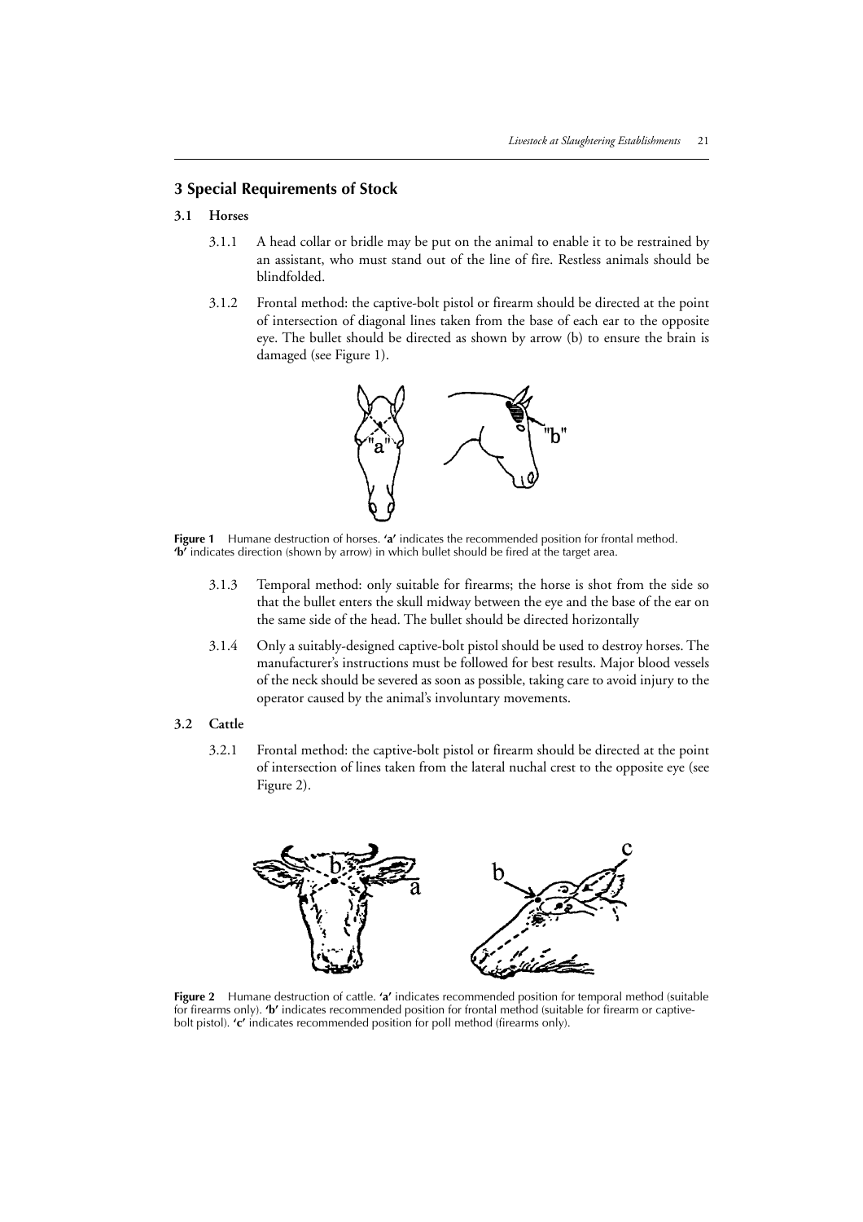## 3 Special Requirements of Stock

### 3.1 Horses

3.1.1 A head collar or bridle may be put on the animal to enable it to be restrained by an assistant, who must stand out of the line of fire. Restless animals should be blindfolded.

3.1.2 Frontal method: the captive-bolt pistol or firearm should be directed at the point of intersection of diagonal lines taken from the base of each ear to the opposite eye. The bullet should be directed as shown by arrow (b) to ensure the brain is damaged (see Figure 1).

**Figure 1** Humane destruction of horses. **'a'** indicates the recommended position for frontal method. **'b'** indicates direction (shown by arrow) in which bullet should be fired at the target area.

3.1.3 Temporal method: only suitable for firearms; the horse is shot from the side so that the bullet enters the skull midway between the eye and the base of the ear on the same side of the head. The bullet should be directed horizontally

3.1.4 Only a suitably-designed captive-bolt pistol should be used to destroy horses. The manufacturer's instructions must be followed for best results. Major blood vessels of the neck should be severed as soon as possible, taking care to avoid injury to the operator caused by the animal's involuntary movements.

### 3.2 Cattle

3.2.1 Frontal method: the captive-bolt pistol or firearm should be directed at the point of intersection of lines taken from the lateral nuchal crest to the opposite eye (see Figure 2).

**Figure 2** Humane destruction of cattle. **'a'** indicates recommended position for temporal method (suitable for firearms only). **'b'** indicates recommended position for frontal method (suitable for firearm or captive-bolt pistol). **'c'** indicates recommended position for poll method (firearms only).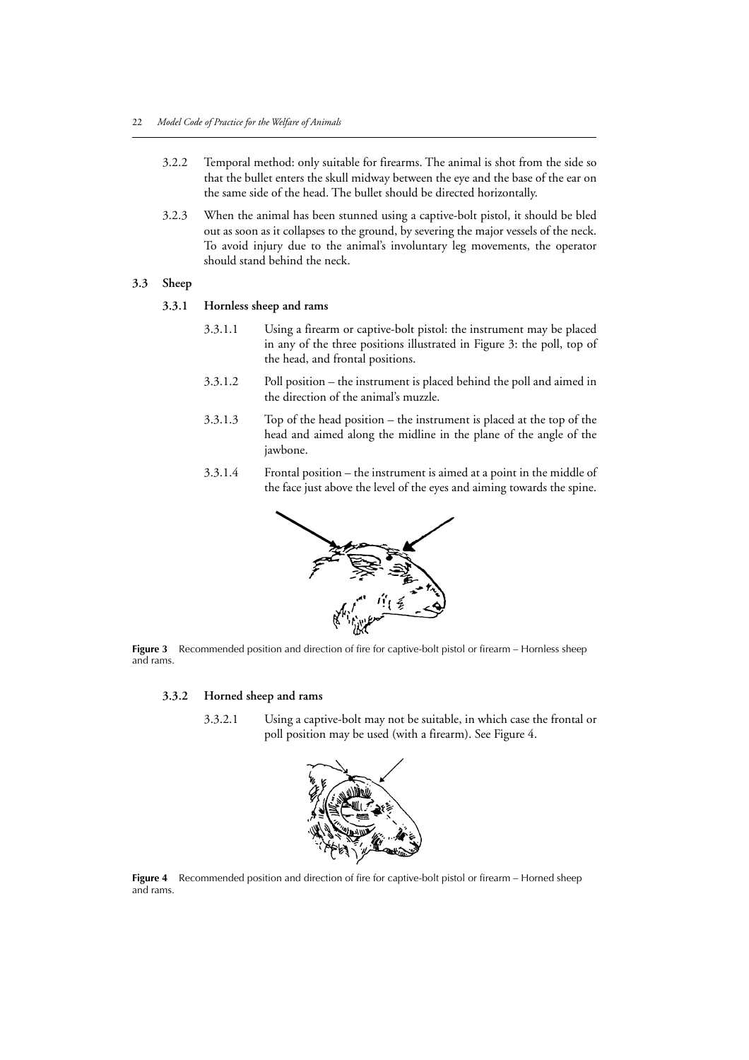3.2.2 Temporal method: only suitable for firearms. The animal is shot from the side so that the bullet enters the skull midway between the eye and the base of the ear on the same side of the head. The bullet should be directed horizontally.

3.2.3 When the animal has been stunned using a captive-bolt pistol, it should be bled out as soon as it collapses to the ground, by severing the major vessels of the neck. To avoid injury due to the animal's involuntary leg movements, the operator should stand behind the neck.

## 3.3 Sheep

### 3.3.1 Hornless sheep and rams

3.3.1.1 Using a firearm or captive-bolt pistol: the instrument may be placed in any of the three positions illustrated in Figure 3: the poll, top of the head, and frontal positions.

3.3.1.2 Poll position – the instrument is placed behind the poll and aimed in the direction of the animal's muzzle.

3.3.1.3 Top of the head position – the instrument is placed at the top of the head and aimed along the midline in the plane of the angle of the jawbone.

3.3.1.4 Frontal position – the instrument is aimed at a point in the middle of the face just above the level of the eyes and aiming towards the spine.

**Figure 3** Recommended position and direction of fire for captive-bolt pistol or firearm – Hornless sheep and rams.

### 3.3.2 Horned sheep and rams

3.3.2.1 Using a captive-bolt may not be suitable, in which case the frontal or poll position may be used (with a firearm). See Figure 4.

**Figure 4** Recommended position and direction of fire for captive-bolt pistol or firearm – Horned sheep and rams.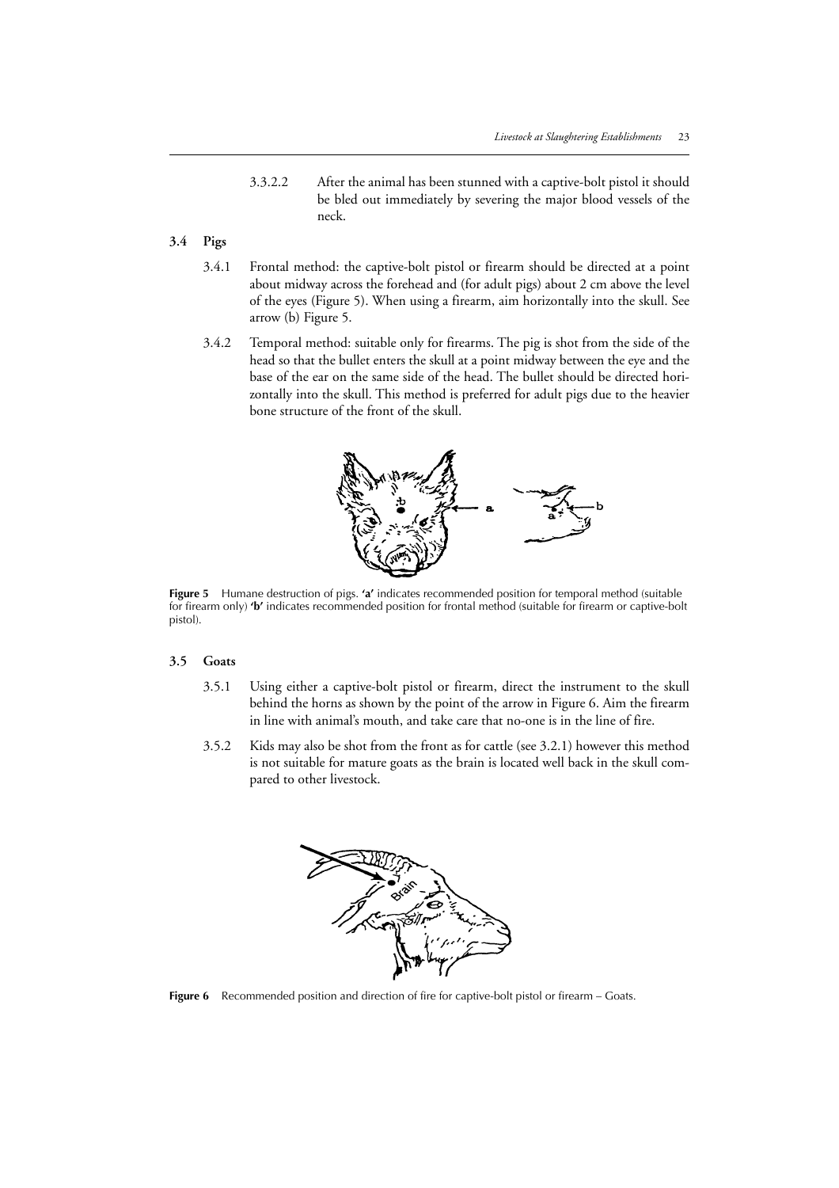3.3.2.2 After the animal has been stunned with a captive-bolt pistol it should be bled out immediately by severing the major blood vessels of the neck.

## 3.4 Pigs

3.4.1 Frontal method: the captive-bolt pistol or firearm should be directed at a point about midway across the forehead and (for adult pigs) about 2 cm above the level of the eyes (Figure 5). When using a firearm, aim horizontally into the skull. See arrow (b) Figure 5.

3.4.2 Temporal method: suitable only for firearms. The pig is shot from the side of the head so that the bullet enters the skull at a point midway between the eye and the base of the ear on the same side of the head. The bullet should be directed horizontally into the skull. This method is preferred for adult pigs due to the heavier bone structure of the front of the skull.

**Figure 5** Humane destruction of pigs. **'a'** indicates recommended position for temporal method (suitable for firearm only) **'b'** indicates recommended position for frontal method (suitable for firearm or captive-bolt pistol).

## 3.5 Goats

3.5.1 Using either a captive-bolt pistol or firearm, direct the instrument to the skull behind the horns as shown by the point of the arrow in Figure 6. Aim the firearm in line with animal's mouth, and take care that no-one is in the line of fire.

3.5.2 Kids may also be shot from the front as for cattle (see 3.2.1) however this method is not suitable for mature goats as the brain is located well back in the skull compared to other livestock.

**Figure 6** Recommended position and direction of fire for captive-bolt pistol or firearm – Goats.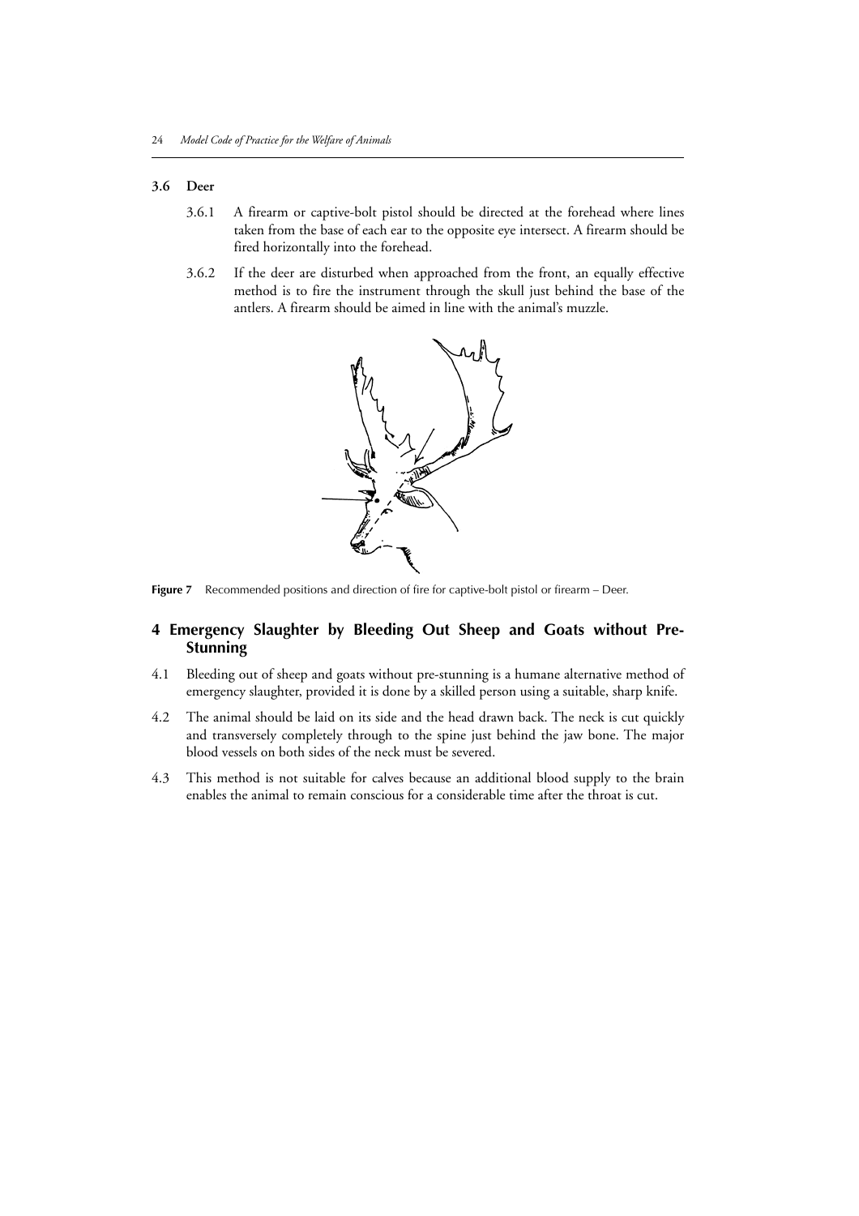### 3.6 Deer

3.6.1 A firearm or captive-bolt pistol should be directed at the forehead where lines taken from the base of each ear to the opposite eye intersect. A firearm should be fired horizontally into the forehead.

3.6.2 If the deer are disturbed when approached from the front, an equally effective method is to fire the instrument through the skull just behind the base of the antlers. A firearm should be aimed in line with the animal's muzzle.

**Figure 7** Recommended positions and direction of fire for captive-bolt pistol or firearm – Deer.

## 4 Emergency Slaughter by Bleeding Out Sheep and Goats without Pre-Stunning

4.1 Bleeding out of sheep and goats without pre-stunning is a humane alternative method of emergency slaughter, provided it is done by a skilled person using a suitable, sharp knife.

4.2 The animal should be laid on its side and the head drawn back. The neck is cut quickly and transversely completely through to the spine just behind the jaw bone. The major blood vessels on both sides of the neck must be severed.

4.3 This method is not suitable for calves because an additional blood supply to the brain enables the animal to remain conscious for a considerable time after the throat is cut.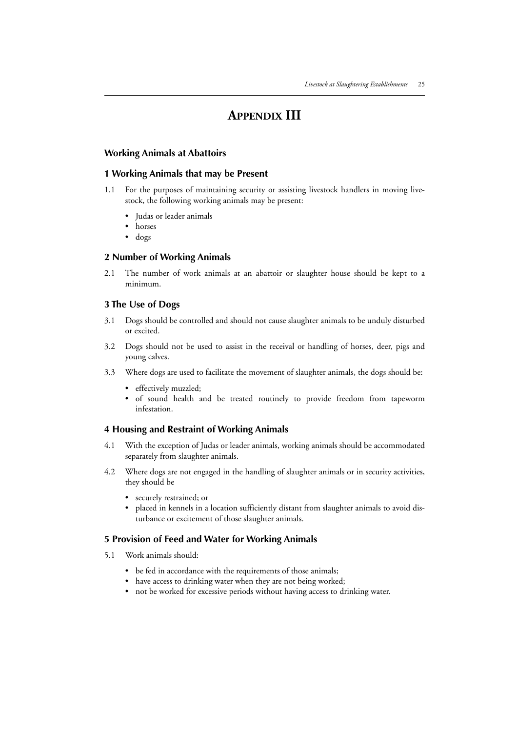# APPENDIX III

## Working Animals at Abattoirs

### 1 Working Animals that may be Present

1.1 For the purposes of maintaining security or assisting livestock handlers in moving livestock, the following working animals may be present:

- Judas or leader animals
- horses
- dogs

### 2 Number of Working Animals

2.1 The number of work animals at an abattoir or slaughter house should be kept to a minimum.

### 3 The Use of Dogs

3.1 Dogs should be controlled and should not cause slaughter animals to be unduly disturbed or excited.

3.2 Dogs should not be used to assist in the receival or handling of horses, deer, pigs and young calves.

3.3 Where dogs are used to facilitate the movement of slaughter animals, the dogs should be:

- effectively muzzled;
- of sound health and be treated routinely to provide freedom from tapeworm infestation.

### 4 Housing and Restraint of Working Animals

4.1 With the exception of Judas or leader animals, working animals should be accommodated separately from slaughter animals.

4.2 Where dogs are not engaged in the handling of slaughter animals or in security activities, they should be

- securely restrained; or
- placed in kennels in a location sufficiently distant from slaughter animals to avoid disturbance or excitement of those slaughter animals.

### 5 Provision of Feed and Water for Working Animals

5.1 Work animals should:

- be fed in accordance with the requirements of those animals;
- have access to drinking water when they are not being worked;
- not be worked for excessive periods without having access to drinking water.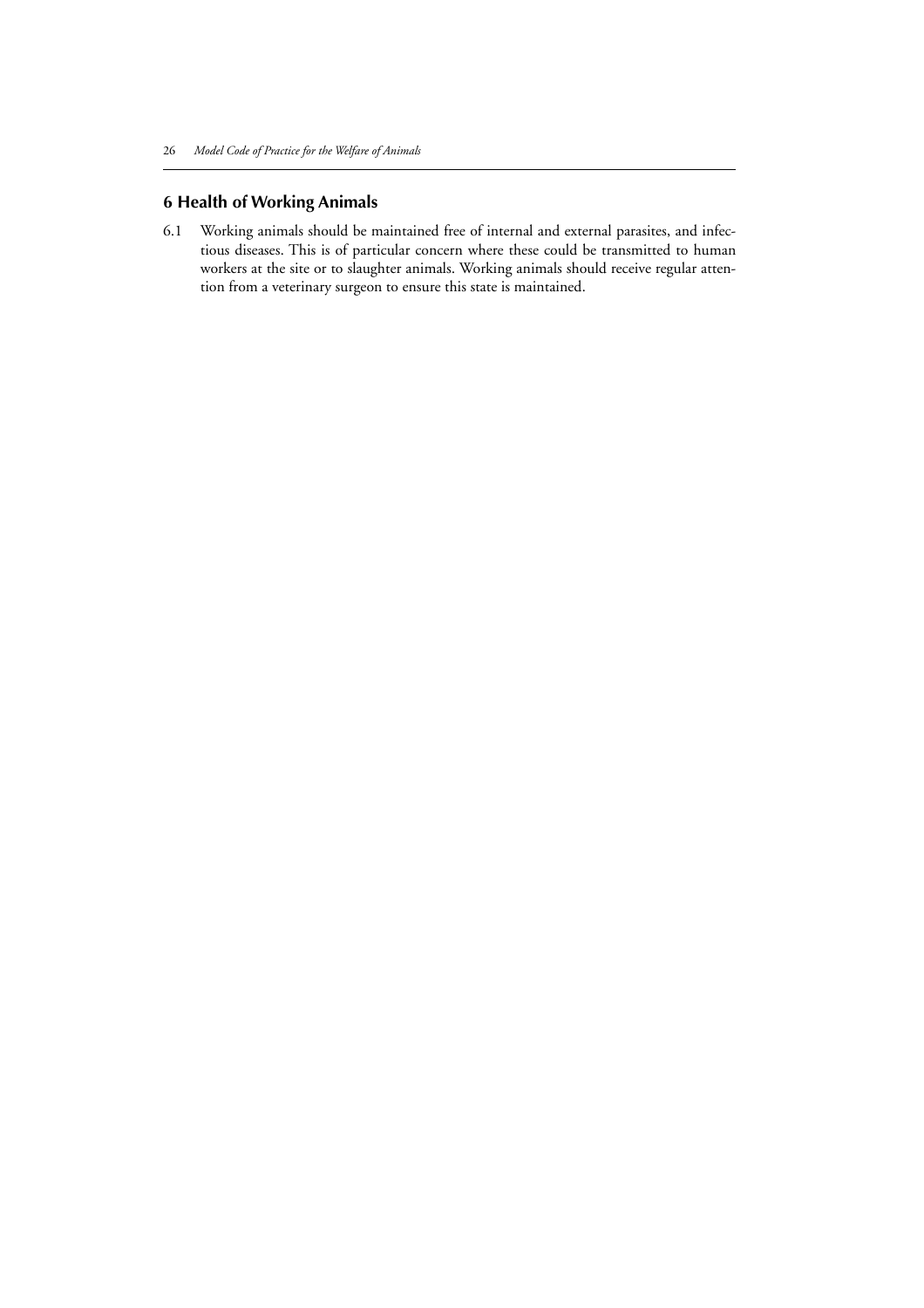## 6 Health of Working Animals

6.1 Working animals should be maintained free of internal and external parasites, and infectious diseases. This is of particular concern where these could be transmitted to human workers at the site or to slaughter animals. Working animals should receive regular attention from a veterinary surgeon to ensure this state is maintained.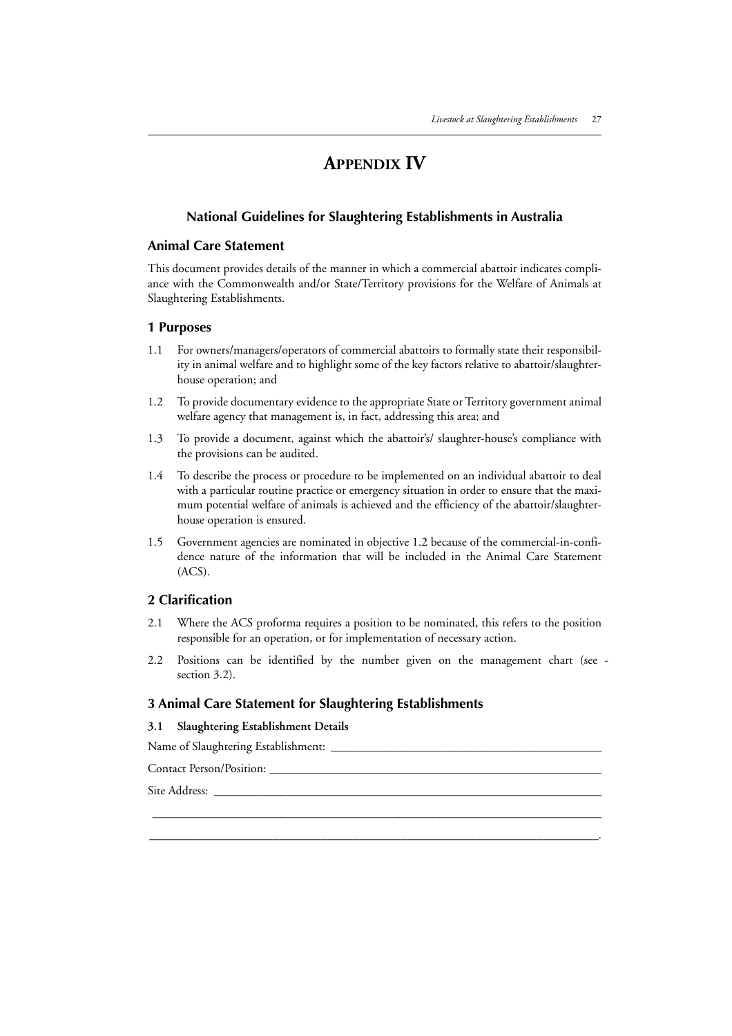# APPENDIX IV

## National Guidelines for Slaughtering Establishments in Australia

### Animal Care Statement

This document provides details of the manner in which a commercial abattoir indicates compliance with the Commonwealth and/or State/Territory provisions for the Welfare of Animals at Slaughtering Establishments.

### 1 Purposes

1.1 For owners/managers/operators of commercial abattoirs to formally state their responsibility in animal welfare and to highlight some of the key factors relative to abattoir/slaughter-house operation; and

1.2 To provide documentary evidence to the appropriate State or Territory government animal welfare agency that management is, in fact, addressing this area; and

1.3 To provide a document, against which the abattoir's/ slaughter-house's compliance with the provisions can be audited.

1.4 To describe the process or procedure to be implemented on an individual abattoir to deal with a particular routine practice or emergency situation in order to ensure that the maximum potential welfare of animals is achieved and the efficiency of the abattoir/slaughter-house operation is ensured.

1.5 Government agencies are nominated in objective 1.2 because of the commercial-in-confidence nature of the information that will be included in the Animal Care Statement (ACS).

### 2 Clarification

2.1 Where the ACS proforma requires a position to be nominated, this refers to the position responsible for an operation, or for implementation of necessary action.

2.2 Positions can be identified by the number given on the management chart (see - section 3.2).

### 3 Animal Care Statement for Slaughtering Establishments

**3.1 Slaughtering Establishment Details**

Name of Slaughtering Establishment: ____________________________________________

Contact Person/Position: ______________________________________________________

Site Address: ______________________________________________________________

____________________________________________________________________________

____________________________________________________________________________.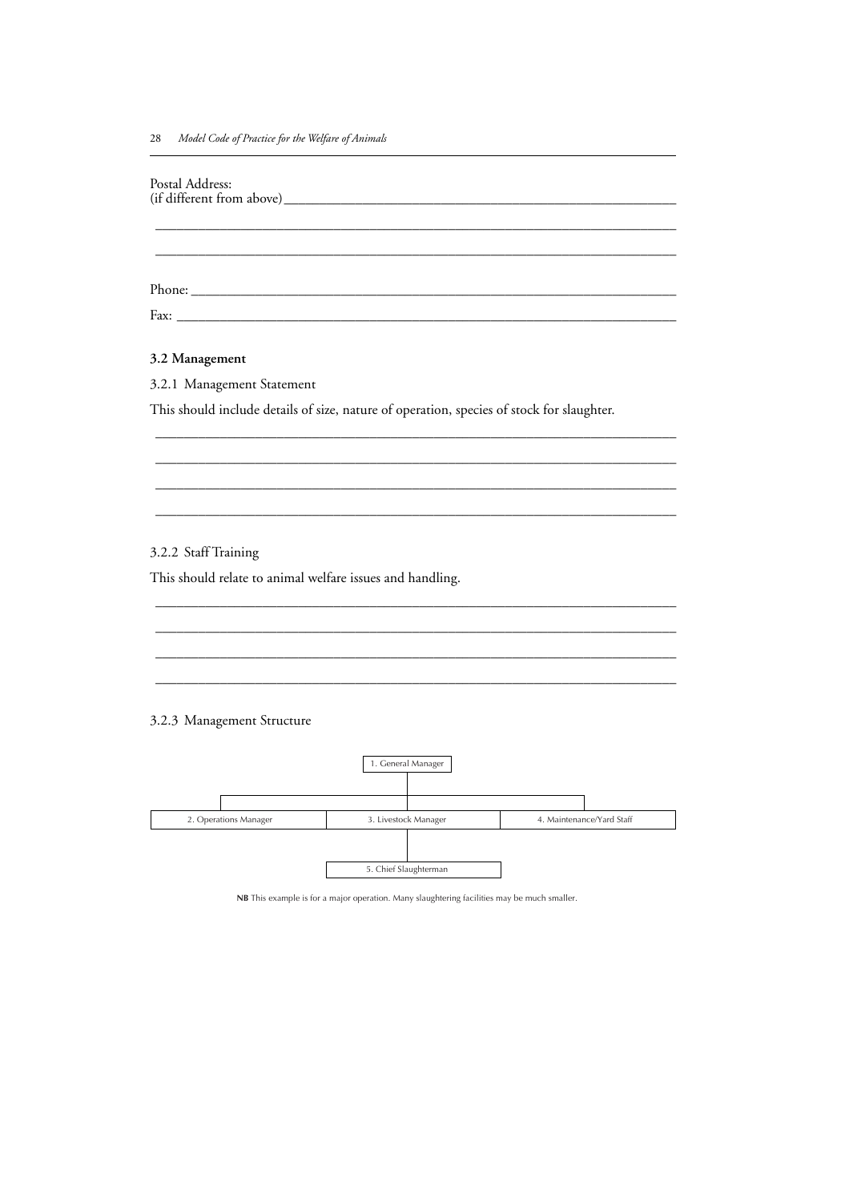Postal Address:
(if different from above)\_\_\_\_\_\_\_\_\_\_\_\_\_\_\_\_\_\_\_\_\_\_\_\_\_\_\_\_\_\_\_\_\_\_\_\_\_\_\_\_

\_\_\_\_\_\_\_\_\_\_\_\_\_\_\_\_\_\_\_\_\_\_\_\_\_\_\_\_\_\_\_\_\_\_\_\_\_\_\_\_\_\_\_\_\_\_\_\_\_\_\_\_\_\_\_\_\_\_\_\_

\_\_\_\_\_\_\_\_\_\_\_\_\_\_\_\_\_\_\_\_\_\_\_\_\_\_\_\_\_\_\_\_\_\_\_\_\_\_\_\_\_\_\_\_\_\_\_\_\_\_\_\_\_\_\_\_\_\_\_\_

Phone: \_\_\_\_\_\_\_\_\_\_\_\_\_\_\_\_\_\_\_\_\_\_\_\_\_\_\_\_\_\_\_\_\_\_\_\_\_\_\_\_\_\_\_\_\_\_\_\_\_\_\_\_\_\_\_\_

Fax: \_\_\_\_\_\_\_\_\_\_\_\_\_\_\_\_\_\_\_\_\_\_\_\_\_\_\_\_\_\_\_\_\_\_\_\_\_\_\_\_\_\_\_\_\_\_\_\_\_\_\_\_\_\_\_\_\_\_

### 3.2 Management

#### 3.2.1 Management Statement

This should include details of size, nature of operation, species of stock for slaughter.

\_\_\_\_\_\_\_\_\_\_\_\_\_\_\_\_\_\_\_\_\_\_\_\_\_\_\_\_\_\_\_\_\_\_\_\_\_\_\_\_\_\_\_\_\_\_\_\_\_\_\_\_\_\_\_\_\_\_\_\_

\_\_\_\_\_\_\_\_\_\_\_\_\_\_\_\_\_\_\_\_\_\_\_\_\_\_\_\_\_\_\_\_\_\_\_\_\_\_\_\_\_\_\_\_\_\_\_\_\_\_\_\_\_\_\_\_\_\_\_\_

\_\_\_\_\_\_\_\_\_\_\_\_\_\_\_\_\_\_\_\_\_\_\_\_\_\_\_\_\_\_\_\_\_\_\_\_\_\_\_\_\_\_\_\_\_\_\_\_\_\_\_\_\_\_\_\_\_\_\_\_

\_\_\_\_\_\_\_\_\_\_\_\_\_\_\_\_\_\_\_\_\_\_\_\_\_\_\_\_\_\_\_\_\_\_\_\_\_\_\_\_\_\_\_\_\_\_\_\_\_\_\_\_\_\_\_\_\_\_\_\_

#### 3.2.2 Staff Training

This should relate to animal welfare issues and handling.

\_\_\_\_\_\_\_\_\_\_\_\_\_\_\_\_\_\_\_\_\_\_\_\_\_\_\_\_\_\_\_\_\_\_\_\_\_\_\_\_\_\_\_\_\_\_\_\_\_\_\_\_\_\_\_\_\_\_\_\_

\_\_\_\_\_\_\_\_\_\_\_\_\_\_\_\_\_\_\_\_\_\_\_\_\_\_\_\_\_\_\_\_\_\_\_\_\_\_\_\_\_\_\_\_\_\_\_\_\_\_\_\_\_\_\_\_\_\_\_\_

\_\_\_\_\_\_\_\_\_\_\_\_\_\_\_\_\_\_\_\_\_\_\_\_\_\_\_\_\_\_\_\_\_\_\_\_\_\_\_\_\_\_\_\_\_\_\_\_\_\_\_\_\_\_\_\_\_\_\_\_

\_\_\_\_\_\_\_\_\_\_\_\_\_\_\_\_\_\_\_\_\_\_\_\_\_\_\_\_\_\_\_\_\_\_\_\_\_\_\_\_\_\_\_\_\_\_\_\_\_\_\_\_\_\_\_\_\_\_\_\_

#### 3.2.3 Management Structure

1. General Manager
   - 2. Operations Manager
   - 3. Livestock Manager
     - 5. Chief Slaughterman
   - 4. Maintenance/Yard Staff

**NB** This example is for a major operation. Many slaughtering facilities may be much smaller.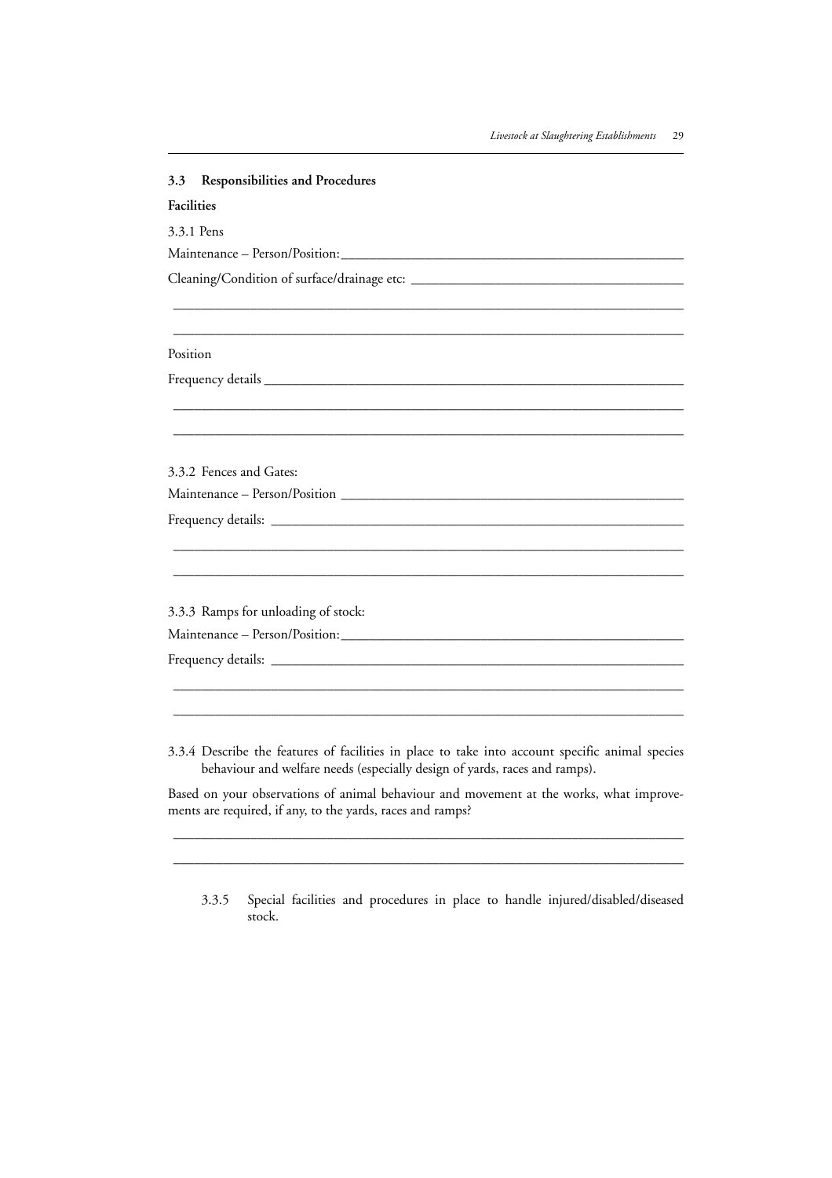## 3.3 Responsibilities and Procedures

**Facilities**

3.3.1 Pens

Maintenance – Person/Position:\_\_\_\_\_\_\_\_\_\_\_\_\_\_\_\_\_\_\_\_\_\_\_\_\_\_\_\_\_\_\_\_\_\_\_\_\_\_\_\_\_\_\_\_\_\_\_\_\_\_

Cleaning/Condition of surface/drainage etc: \_\_\_\_\_\_\_\_\_\_\_\_\_\_\_\_\_\_\_\_\_\_\_\_\_\_\_\_\_\_\_\_\_\_\_\_\_\_\_\_

\_\_\_\_\_\_\_\_\_\_\_\_\_\_\_\_\_\_\_\_\_\_\_\_\_\_\_\_\_\_\_\_\_\_\_\_\_\_\_\_\_\_\_\_\_\_\_\_\_\_\_\_\_\_\_\_\_\_\_\_\_\_\_\_\_\_\_\_\_\_\_\_\_\_\_\_\_\_

\_\_\_\_\_\_\_\_\_\_\_\_\_\_\_\_\_\_\_\_\_\_\_\_\_\_\_\_\_\_\_\_\_\_\_\_\_\_\_\_\_\_\_\_\_\_\_\_\_\_\_\_\_\_\_\_\_\_\_\_\_\_\_\_\_\_\_\_\_\_\_\_\_\_\_\_\_\_

Position

Frequency details \_\_\_\_\_\_\_\_\_\_\_\_\_\_\_\_\_\_\_\_\_\_\_\_\_\_\_\_\_\_\_\_\_\_\_\_\_\_\_\_\_\_\_\_\_\_\_\_\_\_\_\_\_\_\_\_\_\_\_\_\_\_

\_\_\_\_\_\_\_\_\_\_\_\_\_\_\_\_\_\_\_\_\_\_\_\_\_\_\_\_\_\_\_\_\_\_\_\_\_\_\_\_\_\_\_\_\_\_\_\_\_\_\_\_\_\_\_\_\_\_\_\_\_\_\_\_\_\_\_\_\_\_\_\_\_\_\_\_\_\_

\_\_\_\_\_\_\_\_\_\_\_\_\_\_\_\_\_\_\_\_\_\_\_\_\_\_\_\_\_\_\_\_\_\_\_\_\_\_\_\_\_\_\_\_\_\_\_\_\_\_\_\_\_\_\_\_\_\_\_\_\_\_\_\_\_\_\_\_\_\_\_\_\_\_\_\_\_\_

3.3.2 Fences and Gates:

Maintenance – Person/Position \_\_\_\_\_\_\_\_\_\_\_\_\_\_\_\_\_\_\_\_\_\_\_\_\_\_\_\_\_\_\_\_\_\_\_\_\_\_\_\_\_\_\_\_\_\_\_\_\_\_

Frequency details: \_\_\_\_\_\_\_\_\_\_\_\_\_\_\_\_\_\_\_\_\_\_\_\_\_\_\_\_\_\_\_\_\_\_\_\_\_\_\_\_\_\_\_\_\_\_\_\_\_\_\_\_\_\_\_\_\_\_\_\_\_

\_\_\_\_\_\_\_\_\_\_\_\_\_\_\_\_\_\_\_\_\_\_\_\_\_\_\_\_\_\_\_\_\_\_\_\_\_\_\_\_\_\_\_\_\_\_\_\_\_\_\_\_\_\_\_\_\_\_\_\_\_\_\_\_\_\_\_\_\_\_\_\_\_\_\_\_\_\_

\_\_\_\_\_\_\_\_\_\_\_\_\_\_\_\_\_\_\_\_\_\_\_\_\_\_\_\_\_\_\_\_\_\_\_\_\_\_\_\_\_\_\_\_\_\_\_\_\_\_\_\_\_\_\_\_\_\_\_\_\_\_\_\_\_\_\_\_\_\_\_\_\_\_\_\_\_\_

3.3.3 Ramps for unloading of stock:

Maintenance – Person/Position:\_\_\_\_\_\_\_\_\_\_\_\_\_\_\_\_\_\_\_\_\_\_\_\_\_\_\_\_\_\_\_\_\_\_\_\_\_\_\_\_\_\_\_\_\_\_\_\_\_\_

Frequency details: \_\_\_\_\_\_\_\_\_\_\_\_\_\_\_\_\_\_\_\_\_\_\_\_\_\_\_\_\_\_\_\_\_\_\_\_\_\_\_\_\_\_\_\_\_\_\_\_\_\_\_\_\_\_\_\_\_\_\_\_\_

\_\_\_\_\_\_\_\_\_\_\_\_\_\_\_\_\_\_\_\_\_\_\_\_\_\_\_\_\_\_\_\_\_\_\_\_\_\_\_\_\_\_\_\_\_\_\_\_\_\_\_\_\_\_\_\_\_\_\_\_\_\_\_\_\_\_\_\_\_\_\_\_\_\_\_\_\_\_

\_\_\_\_\_\_\_\_\_\_\_\_\_\_\_\_\_\_\_\_\_\_\_\_\_\_\_\_\_\_\_\_\_\_\_\_\_\_\_\_\_\_\_\_\_\_\_\_\_\_\_\_\_\_\_\_\_\_\_\_\_\_\_\_\_\_\_\_\_\_\_\_\_\_\_\_\_\_

3.3.4 Describe the features of facilities in place to take into account specific animal species behaviour and welfare needs (especially design of yards, races and ramps).

Based on your observations of animal behaviour and movement at the works, what improvements are required, if any, to the yards, races and ramps?

\_\_\_\_\_\_\_\_\_\_\_\_\_\_\_\_\_\_\_\_\_\_\_\_\_\_\_\_\_\_\_\_\_\_\_\_\_\_\_\_\_\_\_\_\_\_\_\_\_\_\_\_\_\_\_\_\_\_\_\_\_\_\_\_\_\_\_\_\_\_\_\_\_\_\_\_\_\_

\_\_\_\_\_\_\_\_\_\_\_\_\_\_\_\_\_\_\_\_\_\_\_\_\_\_\_\_\_\_\_\_\_\_\_\_\_\_\_\_\_\_\_\_\_\_\_\_\_\_\_\_\_\_\_\_\_\_\_\_\_\_\_\_\_\_\_\_\_\_\_\_\_\_\_\_\_\_

3.3.5 Special facilities and procedures in place to handle injured/disabled/diseased stock.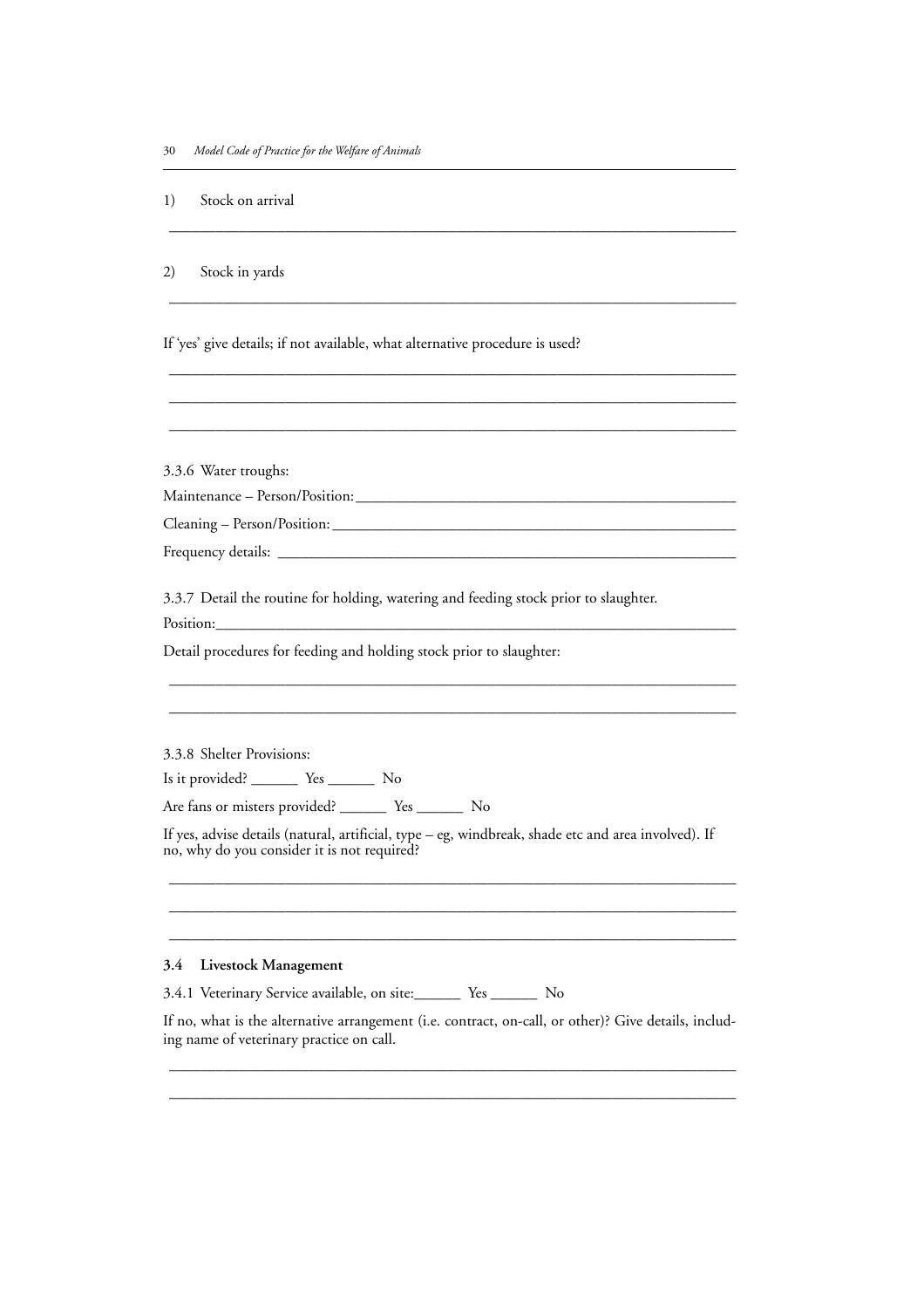1) Stock on arrival

\_\_\_\_\_\_\_\_\_\_\_\_\_\_\_\_\_\_\_\_\_\_\_\_\_\_\_\_\_\_\_\_\_\_\_\_\_\_\_\_\_\_\_\_\_\_\_\_\_\_\_\_\_\_\_\_\_\_\_\_

2) Stock in yards

\_\_\_\_\_\_\_\_\_\_\_\_\_\_\_\_\_\_\_\_\_\_\_\_\_\_\_\_\_\_\_\_\_\_\_\_\_\_\_\_\_\_\_\_\_\_\_\_\_\_\_\_\_\_\_\_\_\_\_\_

If 'yes' give details; if not available, what alternative procedure is used?

\_\_\_\_\_\_\_\_\_\_\_\_\_\_\_\_\_\_\_\_\_\_\_\_\_\_\_\_\_\_\_\_\_\_\_\_\_\_\_\_\_\_\_\_\_\_\_\_\_\_\_\_\_\_\_\_\_\_\_\_

\_\_\_\_\_\_\_\_\_\_\_\_\_\_\_\_\_\_\_\_\_\_\_\_\_\_\_\_\_\_\_\_\_\_\_\_\_\_\_\_\_\_\_\_\_\_\_\_\_\_\_\_\_\_\_\_\_\_\_\_

\_\_\_\_\_\_\_\_\_\_\_\_\_\_\_\_\_\_\_\_\_\_\_\_\_\_\_\_\_\_\_\_\_\_\_\_\_\_\_\_\_\_\_\_\_\_\_\_\_\_\_\_\_\_\_\_\_\_\_\_

3.3.6 Water troughs:

Maintenance – Person/Position:\_\_\_\_\_\_\_\_\_\_\_\_\_\_\_\_\_\_\_\_\_\_\_\_\_\_\_\_\_\_\_\_\_\_\_\_\_\_\_\_

Cleaning – Person/Position:\_\_\_\_\_\_\_\_\_\_\_\_\_\_\_\_\_\_\_\_\_\_\_\_\_\_\_\_\_\_\_\_\_\_\_\_\_\_\_\_\_\_

Frequency details: \_\_\_\_\_\_\_\_\_\_\_\_\_\_\_\_\_\_\_\_\_\_\_\_\_\_\_\_\_\_\_\_\_\_\_\_\_\_\_\_\_\_\_\_\_\_\_\_

3.3.7 Detail the routine for holding, watering and feeding stock prior to slaughter.

Position:\_\_\_\_\_\_\_\_\_\_\_\_\_\_\_\_\_\_\_\_\_\_\_\_\_\_\_\_\_\_\_\_\_\_\_\_\_\_\_\_\_\_\_\_\_\_\_\_\_\_\_\_\_\_\_\_

Detail procedures for feeding and holding stock prior to slaughter:

\_\_\_\_\_\_\_\_\_\_\_\_\_\_\_\_\_\_\_\_\_\_\_\_\_\_\_\_\_\_\_\_\_\_\_\_\_\_\_\_\_\_\_\_\_\_\_\_\_\_\_\_\_\_\_\_\_\_\_\_

\_\_\_\_\_\_\_\_\_\_\_\_\_\_\_\_\_\_\_\_\_\_\_\_\_\_\_\_\_\_\_\_\_\_\_\_\_\_\_\_\_\_\_\_\_\_\_\_\_\_\_\_\_\_\_\_\_\_\_\_

3.3.8 Shelter Provisions:

Is it provided? \_\_\_\_\_\_ Yes \_\_\_\_\_\_ No

Are fans or misters provided? \_\_\_\_\_\_ Yes \_\_\_\_\_\_ No

If yes, advise details (natural, artificial, type – eg, windbreak, shade etc and area involved). If no, why do you consider it is not required?

\_\_\_\_\_\_\_\_\_\_\_\_\_\_\_\_\_\_\_\_\_\_\_\_\_\_\_\_\_\_\_\_\_\_\_\_\_\_\_\_\_\_\_\_\_\_\_\_\_\_\_\_\_\_\_\_\_\_\_\_

\_\_\_\_\_\_\_\_\_\_\_\_\_\_\_\_\_\_\_\_\_\_\_\_\_\_\_\_\_\_\_\_\_\_\_\_\_\_\_\_\_\_\_\_\_\_\_\_\_\_\_\_\_\_\_\_\_\_\_\_

\_\_\_\_\_\_\_\_\_\_\_\_\_\_\_\_\_\_\_\_\_\_\_\_\_\_\_\_\_\_\_\_\_\_\_\_\_\_\_\_\_\_\_\_\_\_\_\_\_\_\_\_\_\_\_\_\_\_\_\_

### 3.4 Livestock Management

3.4.1 Veterinary Service available, on site:\_\_\_\_\_\_ Yes \_\_\_\_\_\_ No

If no, what is the alternative arrangement (i.e. contract, on-call, or other)? Give details, including name of veterinary practice on call.

\_\_\_\_\_\_\_\_\_\_\_\_\_\_\_\_\_\_\_\_\_\_\_\_\_\_\_\_\_\_\_\_\_\_\_\_\_\_\_\_\_\_\_\_\_\_\_\_\_\_\_\_\_\_\_\_\_\_\_\_

\_\_\_\_\_\_\_\_\_\_\_\_\_\_\_\_\_\_\_\_\_\_\_\_\_\_\_\_\_\_\_\_\_\_\_\_\_\_\_\_\_\_\_\_\_\_\_\_\_\_\_\_\_\_\_\_\_\_\_\_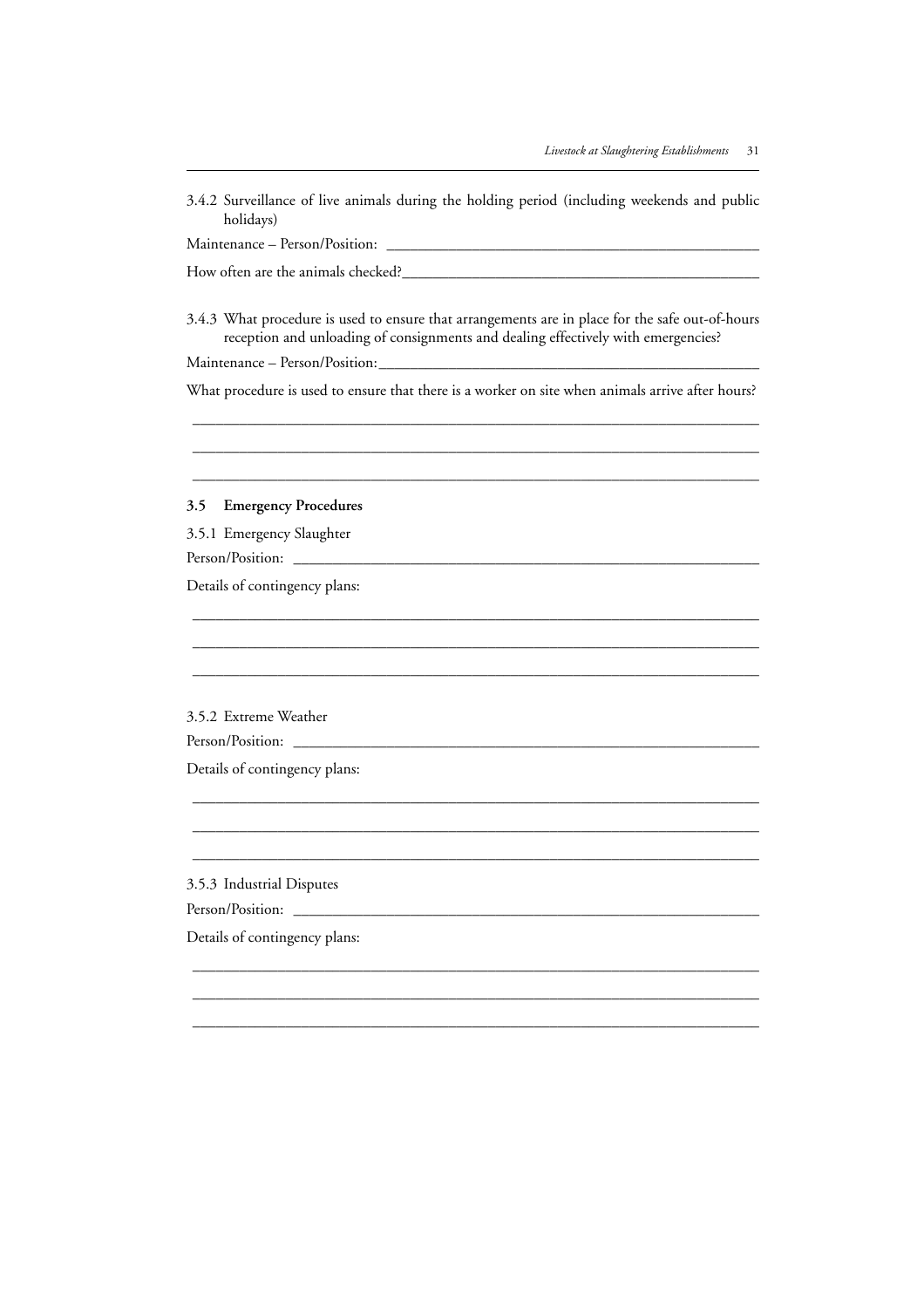3.4.2 Surveillance of live animals during the holding period (including weekends and public holidays)

Maintenance – Person/Position: ______________________________________________

How often are the animals checked?______________________________________________

3.4.3 What procedure is used to ensure that arrangements are in place for the safe out-of-hours reception and unloading of consignments and dealing effectively with emergencies?

Maintenance – Person/Position:______________________________________________

What procedure is used to ensure that there is a worker on site when animals arrive after hours?

______________________________________________________________________________

______________________________________________________________________________

______________________________________________________________________________

## 3.5 Emergency Procedures

3.5.1 Emergency Slaughter

Person/Position: ______________________________________________________________

Details of contingency plans:

______________________________________________________________________________

______________________________________________________________________________

______________________________________________________________________________

3.5.2 Extreme Weather

Person/Position: ______________________________________________________________

Details of contingency plans:

______________________________________________________________________________

______________________________________________________________________________

______________________________________________________________________________

3.5.3 Industrial Disputes

Person/Position: ______________________________________________________________

Details of contingency plans:

______________________________________________________________________________

______________________________________________________________________________

______________________________________________________________________________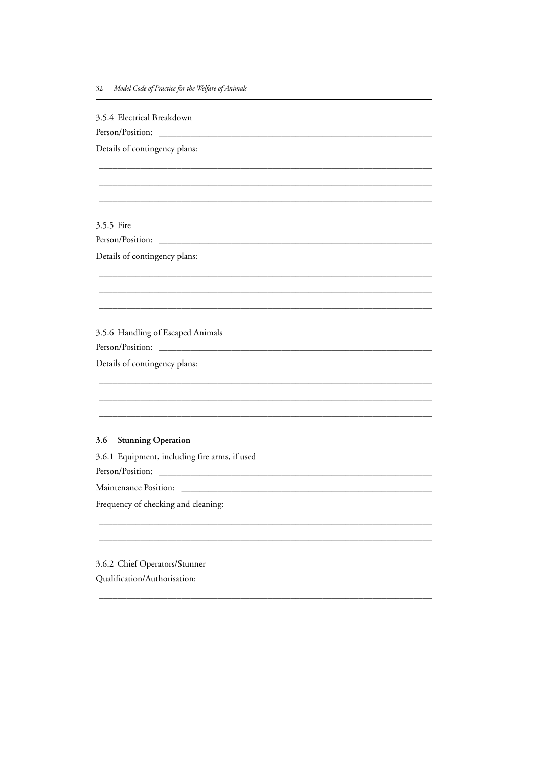3.5.4 Electrical Breakdown

Person/Position: ____________________________________________________________

Details of contingency plans:

___________________________________________________________________________

___________________________________________________________________________

___________________________________________________________________________

3.5.5 Fire

Person/Position: ____________________________________________________________

Details of contingency plans:

___________________________________________________________________________

___________________________________________________________________________

___________________________________________________________________________

3.5.6 Handling of Escaped Animals

Person/Position: ____________________________________________________________

Details of contingency plans:

___________________________________________________________________________

___________________________________________________________________________

___________________________________________________________________________

## 3.6 Stunning Operation

3.6.1 Equipment, including fire arms, if used

Person/Position: ____________________________________________________________

Maintenance Position: ________________________________________________________

Frequency of checking and cleaning:

___________________________________________________________________________

___________________________________________________________________________

3.6.2 Chief Operators/Stunner

Qualification/Authorisation:

___________________________________________________________________________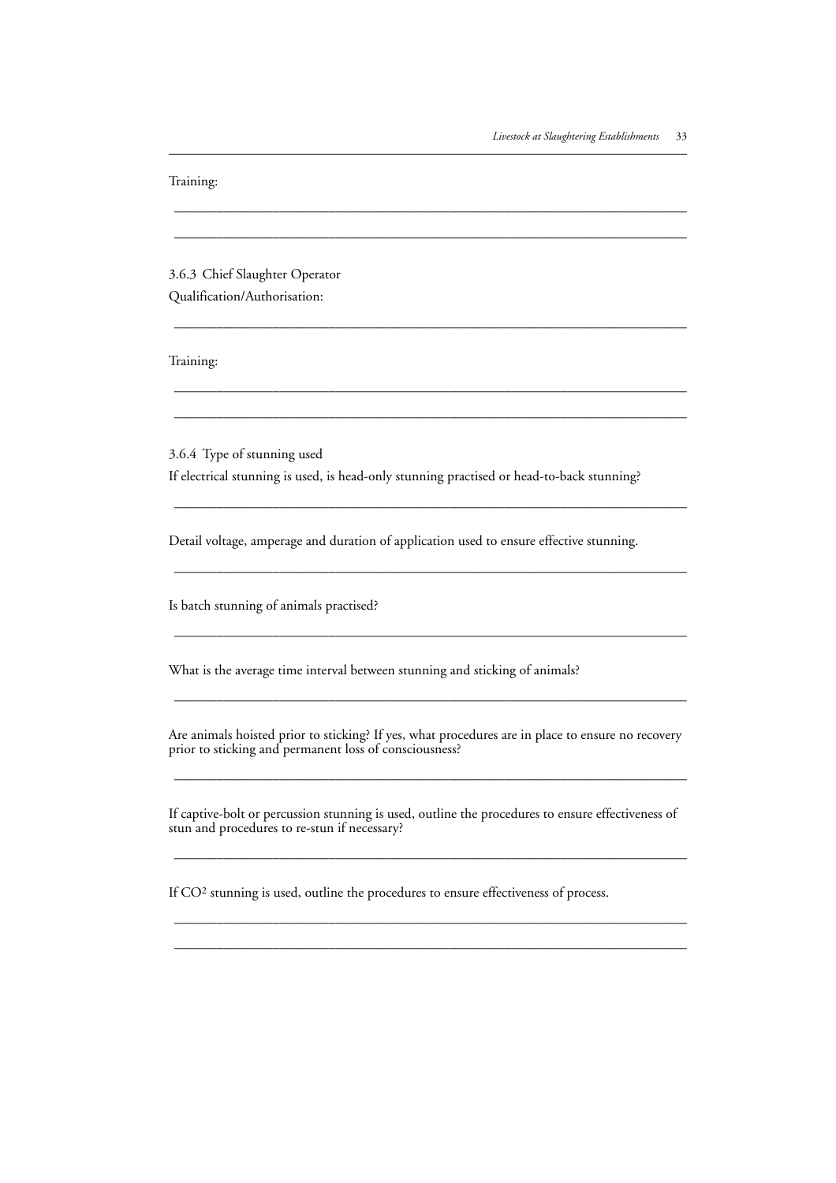Training:

\_\_\_\_\_\_\_\_\_\_\_\_\_\_\_\_\_\_\_\_\_\_\_\_\_\_\_\_\_\_\_\_\_\_\_\_\_\_\_\_\_\_\_\_\_\_\_\_\_\_\_\_\_\_\_\_\_\_\_\_\_\_\_\_\_\_\_\_

\_\_\_\_\_\_\_\_\_\_\_\_\_\_\_\_\_\_\_\_\_\_\_\_\_\_\_\_\_\_\_\_\_\_\_\_\_\_\_\_\_\_\_\_\_\_\_\_\_\_\_\_\_\_\_\_\_\_\_\_\_\_\_\_\_\_\_\_

3.6.3 Chief Slaughter Operator

Qualification/Authorisation:

\_\_\_\_\_\_\_\_\_\_\_\_\_\_\_\_\_\_\_\_\_\_\_\_\_\_\_\_\_\_\_\_\_\_\_\_\_\_\_\_\_\_\_\_\_\_\_\_\_\_\_\_\_\_\_\_\_\_\_\_\_\_\_\_\_\_\_\_

Training:

\_\_\_\_\_\_\_\_\_\_\_\_\_\_\_\_\_\_\_\_\_\_\_\_\_\_\_\_\_\_\_\_\_\_\_\_\_\_\_\_\_\_\_\_\_\_\_\_\_\_\_\_\_\_\_\_\_\_\_\_\_\_\_\_\_\_\_\_

\_\_\_\_\_\_\_\_\_\_\_\_\_\_\_\_\_\_\_\_\_\_\_\_\_\_\_\_\_\_\_\_\_\_\_\_\_\_\_\_\_\_\_\_\_\_\_\_\_\_\_\_\_\_\_\_\_\_\_\_\_\_\_\_\_\_\_\_

3.6.4 Type of stunning used

If electrical stunning is used, is head-only stunning practised or head-to-back stunning?

\_\_\_\_\_\_\_\_\_\_\_\_\_\_\_\_\_\_\_\_\_\_\_\_\_\_\_\_\_\_\_\_\_\_\_\_\_\_\_\_\_\_\_\_\_\_\_\_\_\_\_\_\_\_\_\_\_\_\_\_\_\_\_\_\_\_\_\_

Detail voltage, amperage and duration of application used to ensure effective stunning.

\_\_\_\_\_\_\_\_\_\_\_\_\_\_\_\_\_\_\_\_\_\_\_\_\_\_\_\_\_\_\_\_\_\_\_\_\_\_\_\_\_\_\_\_\_\_\_\_\_\_\_\_\_\_\_\_\_\_\_\_\_\_\_\_\_\_\_\_

Is batch stunning of animals practised?

\_\_\_\_\_\_\_\_\_\_\_\_\_\_\_\_\_\_\_\_\_\_\_\_\_\_\_\_\_\_\_\_\_\_\_\_\_\_\_\_\_\_\_\_\_\_\_\_\_\_\_\_\_\_\_\_\_\_\_\_\_\_\_\_\_\_\_\_

What is the average time interval between stunning and sticking of animals?

\_\_\_\_\_\_\_\_\_\_\_\_\_\_\_\_\_\_\_\_\_\_\_\_\_\_\_\_\_\_\_\_\_\_\_\_\_\_\_\_\_\_\_\_\_\_\_\_\_\_\_\_\_\_\_\_\_\_\_\_\_\_\_\_\_\_\_\_

Are animals hoisted prior to sticking? If yes, what procedures are in place to ensure no recovery prior to sticking and permanent loss of consciousness?

\_\_\_\_\_\_\_\_\_\_\_\_\_\_\_\_\_\_\_\_\_\_\_\_\_\_\_\_\_\_\_\_\_\_\_\_\_\_\_\_\_\_\_\_\_\_\_\_\_\_\_\_\_\_\_\_\_\_\_\_\_\_\_\_\_\_\_\_

If captive-bolt or percussion stunning is used, outline the procedures to ensure effectiveness of stun and procedures to re-stun if necessary?

\_\_\_\_\_\_\_\_\_\_\_\_\_\_\_\_\_\_\_\_\_\_\_\_\_\_\_\_\_\_\_\_\_\_\_\_\_\_\_\_\_\_\_\_\_\_\_\_\_\_\_\_\_\_\_\_\_\_\_\_\_\_\_\_\_\_\_\_

If $CO^2$ stunning is used, outline the procedures to ensure effectiveness of process.

\_\_\_\_\_\_\_\_\_\_\_\_\_\_\_\_\_\_\_\_\_\_\_\_\_\_\_\_\_\_\_\_\_\_\_\_\_\_\_\_\_\_\_\_\_\_\_\_\_\_\_\_\_\_\_\_\_\_\_\_\_\_\_\_\_\_\_\_

\_\_\_\_\_\_\_\_\_\_\_\_\_\_\_\_\_\_\_\_\_\_\_\_\_\_\_\_\_\_\_\_\_\_\_\_\_\_\_\_\_\_\_\_\_\_\_\_\_\_\_\_\_\_\_\_\_\_\_\_\_\_\_\_\_\_\_\_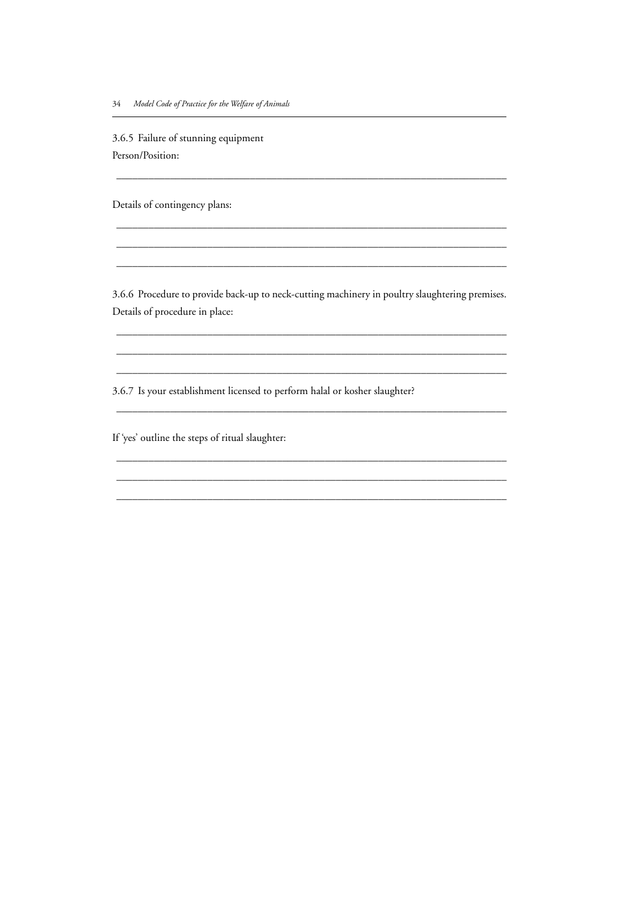3.6.5 Failure of stunning equipment

Person/Position:

_______________________________________________________________________

Details of contingency plans:

_______________________________________________________________________

_______________________________________________________________________

_______________________________________________________________________

3.6.6 Procedure to provide back-up to neck-cutting machinery in poultry slaughtering premises.

Details of procedure in place:

_______________________________________________________________________

_______________________________________________________________________

_______________________________________________________________________

3.6.7 Is your establishment licensed to perform halal or kosher slaughter?

_______________________________________________________________________

If 'yes' outline the steps of ritual slaughter:

_______________________________________________________________________

_______________________________________________________________________

_______________________________________________________________________